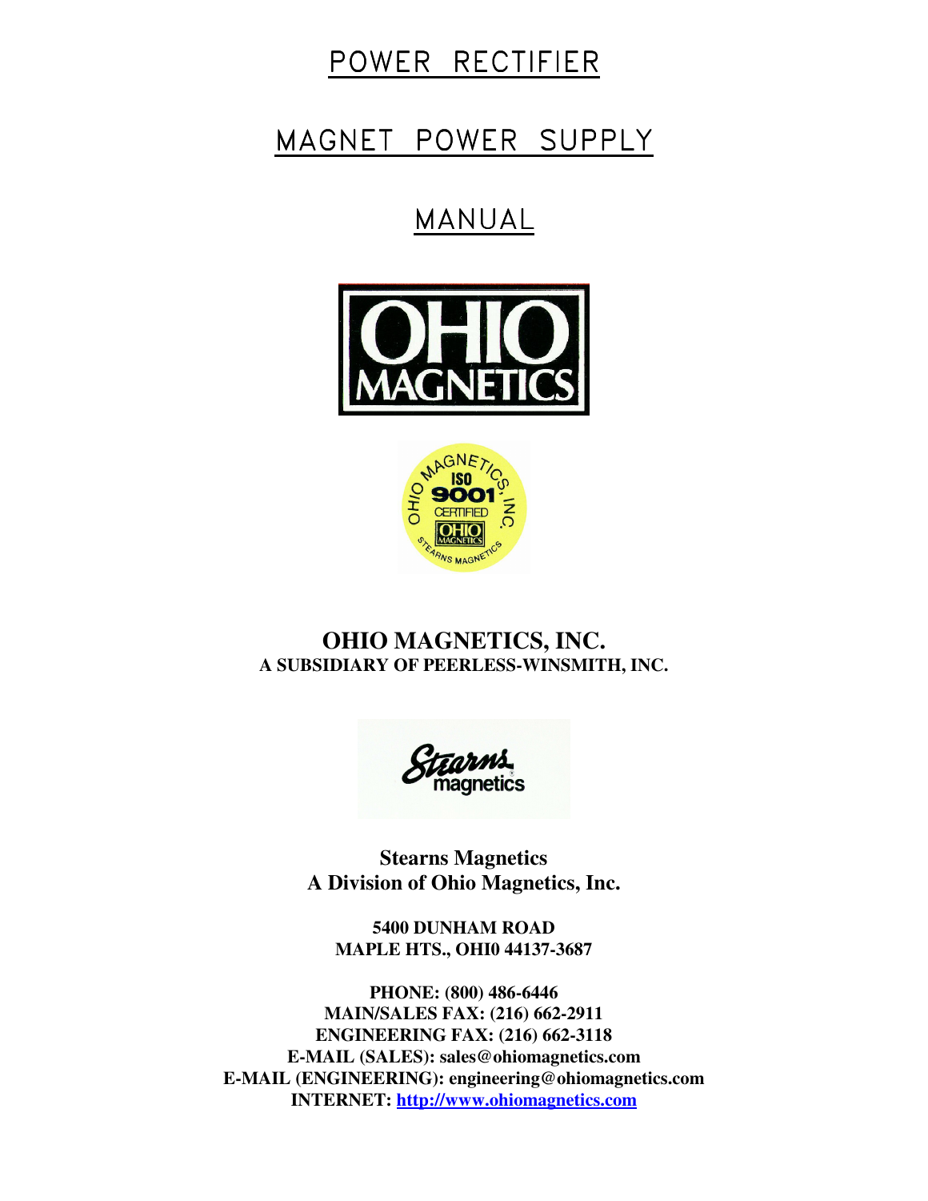# POWER RECTIFIER

# MAGNET POWER SUPPLY

# MANUAL

**OHIO MAGNETICS, INC.**
**A SUBSIDIARY OF PEERLESS-WINSMITH, INC.**

**Stearns Magnetics**
**A Division of Ohio Magnetics, Inc.**

**5400 DUNHAM ROAD**
**MAPLE HTS., OHI0 44137-3687**

**PHONE: (800) 486-6446**
**MAIN/SALES FAX: (216) 662-2911**
**ENGINEERING FAX: (216) 662-3118**
**E-MAIL (SALES): sales@ohiomagnetics.com**
**E-MAIL (ENGINEERING): engineering@ohiomagnetics.com**
**INTERNET: http://www.ohiomagnetics.com**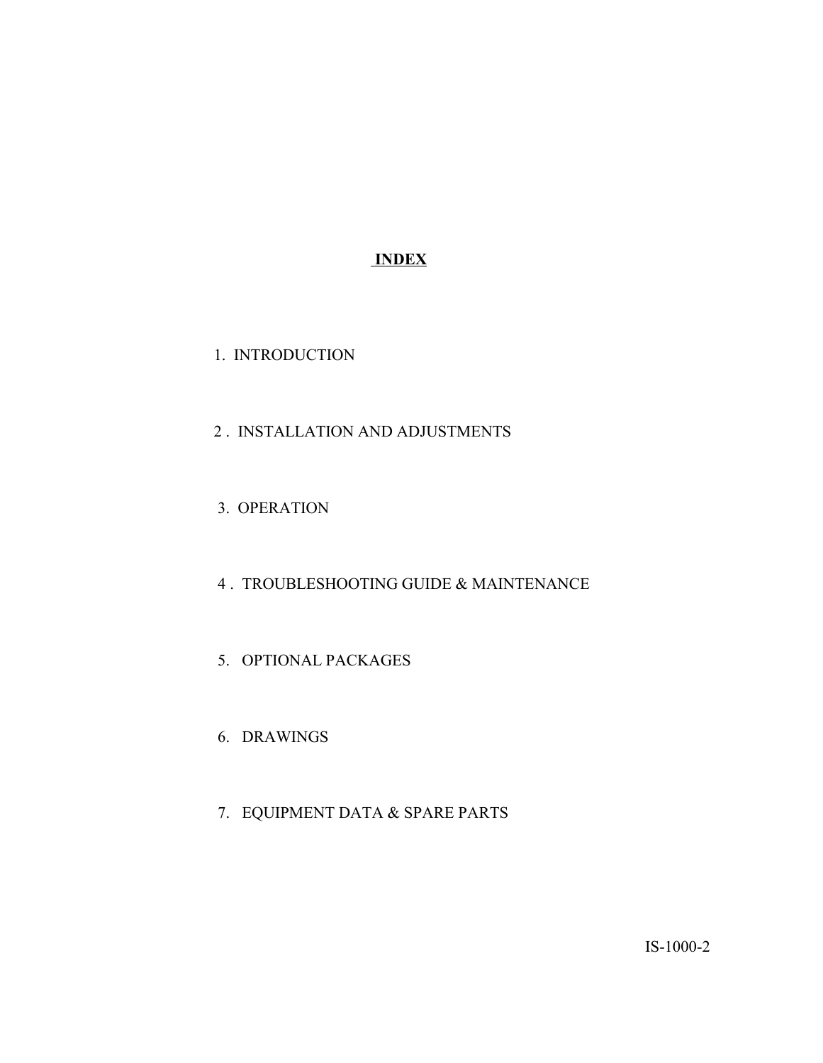# INDEX

1. INTRODUCTION

2. INSTALLATION AND ADJUSTMENTS

3. OPERATION

4. TROUBLESHOOTING GUIDE & MAINTENANCE

5. OPTIONAL PACKAGES

6. DRAWINGS

7. EQUIPMENT DATA & SPARE PARTS

IS-1000-2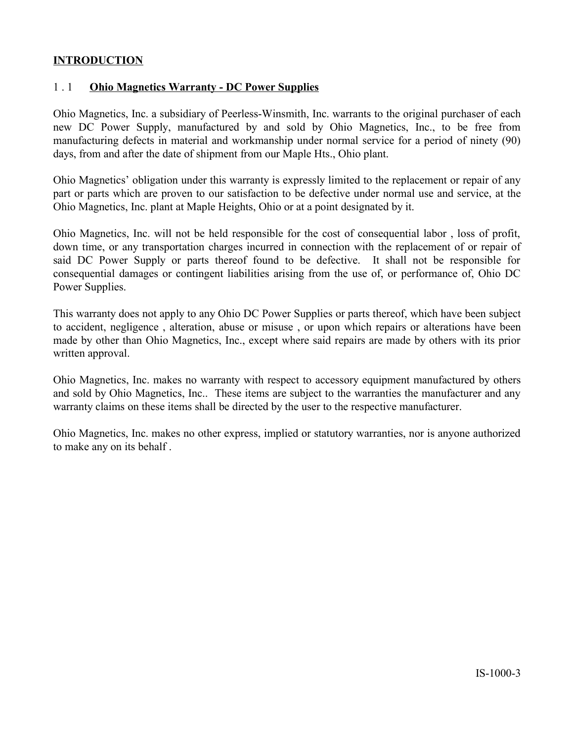# INTRODUCTION

## 1 . 1 Ohio Magnetics Warranty - DC Power Supplies

Ohio Magnetics, Inc. a subsidiary of Peerless-Winsmith, Inc. warrants to the original purchaser of each new DC Power Supply, manufactured by and sold by Ohio Magnetics, Inc., to be free from manufacturing defects in material and workmanship under normal service for a period of ninety (90) days, from and after the date of shipment from our Maple Hts., Ohio plant.

Ohio Magnetics' obligation under this warranty is expressly limited to the replacement or repair of any part or parts which are proven to our satisfaction to be defective under normal use and service, at the Ohio Magnetics, Inc. plant at Maple Heights, Ohio or at a point designated by it.

Ohio Magnetics, Inc. will not be held responsible for the cost of consequential labor , loss of profit, down time, or any transportation charges incurred in connection with the replacement of or repair of said DC Power Supply or parts thereof found to be defective. It shall not be responsible for consequential damages or contingent liabilities arising from the use of, or performance of, Ohio DC Power Supplies.

This warranty does not apply to any Ohio DC Power Supplies or parts thereof, which have been subject to accident, negligence , alteration, abuse or misuse , or upon which repairs or alterations have been made by other than Ohio Magnetics, Inc., except where said repairs are made by others with its prior written approval.

Ohio Magnetics, Inc. makes no warranty with respect to accessory equipment manufactured by others and sold by Ohio Magnetics, Inc.. These items are subject to the warranties the manufacturer and any warranty claims on these items shall be directed by the user to the respective manufacturer.

Ohio Magnetics, Inc. makes no other express, implied or statutory warranties, nor is anyone authorized to make any on its behalf .

IS-1000-3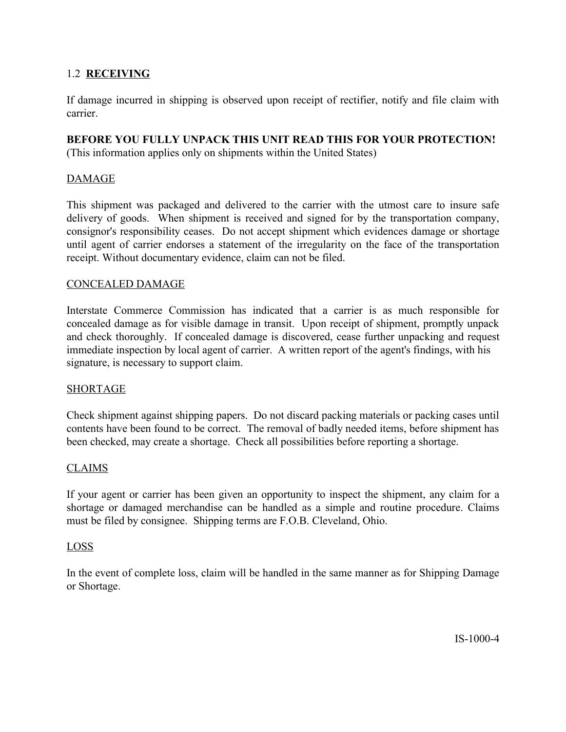## 1.2 **RECEIVING**

If damage incurred in shipping is observed upon receipt of rectifier, notify and file claim with carrier.

**BEFORE YOU FULLY UNPACK THIS UNIT READ THIS FOR YOUR PROTECTION!**
(This information applies only on shipments within the United States)

### DAMAGE

This shipment was packaged and delivered to the carrier with the utmost care to insure safe delivery of goods. When shipment is received and signed for by the transportation company, consignor's responsibility ceases. Do not accept shipment which evidences damage or shortage until agent of carrier endorses a statement of the irregularity on the face of the transportation receipt. Without documentary evidence, claim can not be filed.

### CONCEALED DAMAGE

Interstate Commerce Commission has indicated that a carrier is as much responsible for concealed damage as for visible damage in transit. Upon receipt of shipment, promptly unpack and check thoroughly. If concealed damage is discovered, cease further unpacking and request immediate inspection by local agent of carrier. A written report of the agent's findings, with his signature, is necessary to support claim.

### SHORTAGE

Check shipment against shipping papers. Do not discard packing materials or packing cases until contents have been found to be correct. The removal of badly needed items, before shipment has been checked, may create a shortage. Check all possibilities before reporting a shortage.

### CLAIMS

If your agent or carrier has been given an opportunity to inspect the shipment, any claim for a shortage or damaged merchandise can be handled as a simple and routine procedure. Claims must be filed by consignee. Shipping terms are F.O.B. Cleveland, Ohio.

### LOSS

In the event of complete loss, claim will be handled in the same manner as for Shipping Damage or Shortage.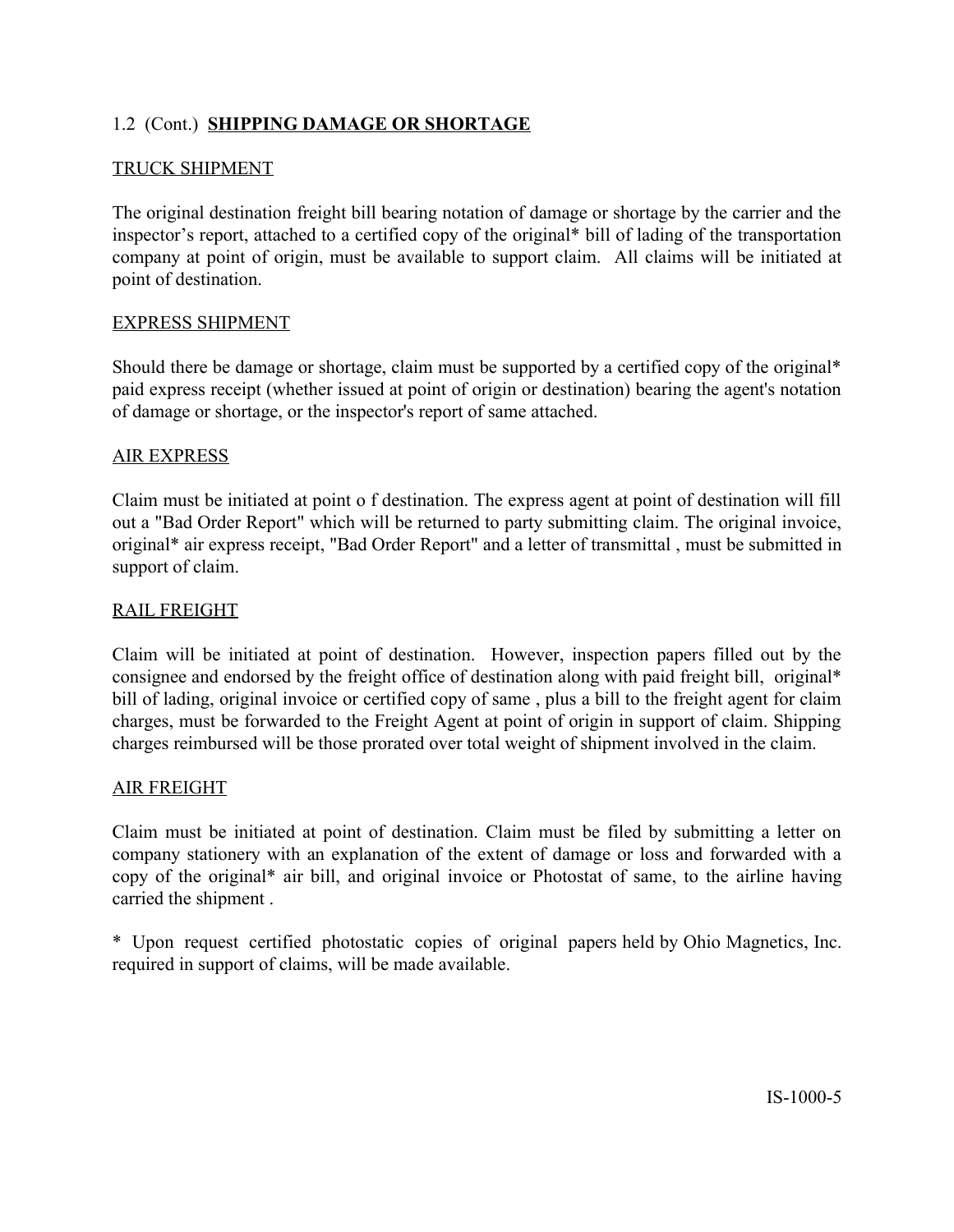1.2 (Cont.) **SHIPPING DAMAGE OR SHORTAGE**

TRUCK SHIPMENT

The original destination freight bill bearing notation of damage or shortage by the carrier and the inspector's report, attached to a certified copy of the original* bill of lading of the transportation company at point of origin, must be available to support claim. All claims will be initiated at point of destination.

EXPRESS SHIPMENT

Should there be damage or shortage, claim must be supported by a certified copy of the original* paid express receipt (whether issued at point of origin or destination) bearing the agent's notation of damage or shortage, or the inspector's report of same attached.

AIR EXPRESS

Claim must be initiated at point o f destination. The express agent at point of destination will fill out a "Bad Order Report" which will be returned to party submitting claim. The original invoice, original* air express receipt, "Bad Order Report" and a letter of transmittal , must be submitted in support of claim.

RAIL FREIGHT

Claim will be initiated at point of destination. However, inspection papers filled out by the consignee and endorsed by the freight office of destination along with paid freight bill, original* bill of lading, original invoice or certified copy of same , plus a bill to the freight agent for claim charges, must be forwarded to the Freight Agent at point of origin in support of claim. Shipping charges reimbursed will be those prorated over total weight of shipment involved in the claim.

AIR FREIGHT

Claim must be initiated at point of destination. Claim must be filed by submitting a letter on company stationery with an explanation of the extent of damage or loss and forwarded with a copy of the original* air bill, and original invoice or Photostat of same, to the airline having carried the shipment .

* Upon request certified photostatic copies of original papers held by Ohio Magnetics, Inc. required in support of claims, will be made available.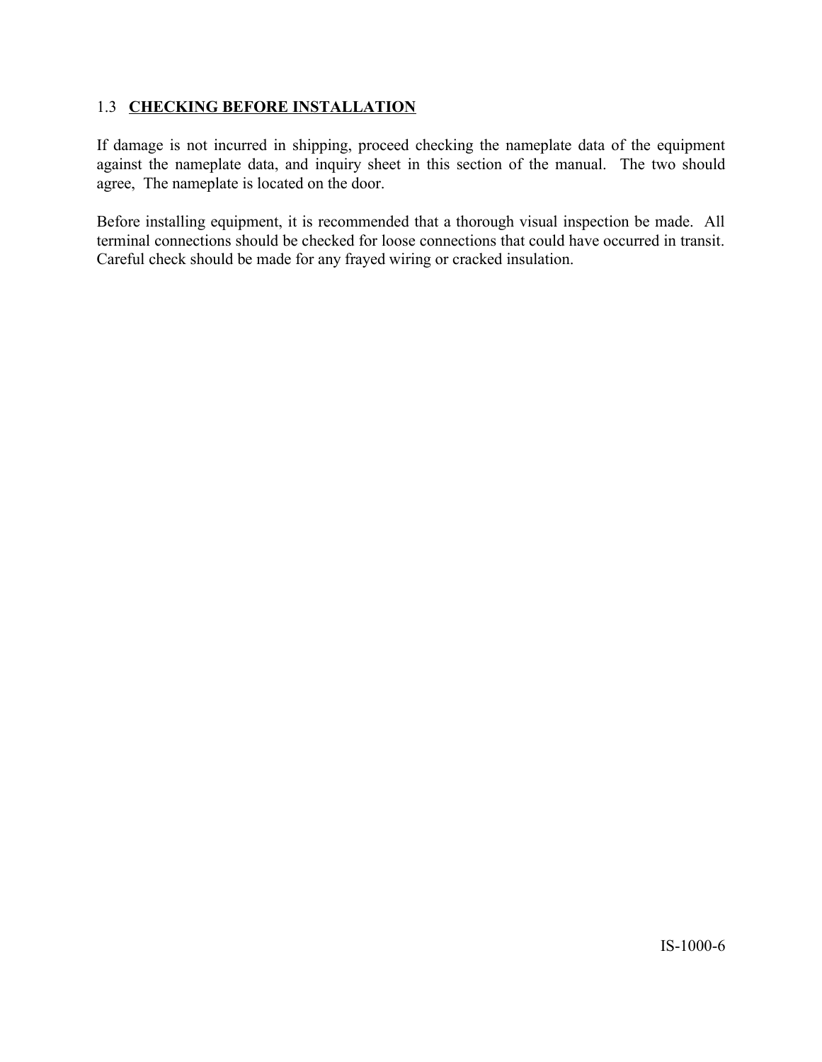## 1.3 **CHECKING BEFORE INSTALLATION**

If damage is not incurred in shipping, proceed checking the nameplate data of the equipment against the nameplate data, and inquiry sheet in this section of the manual. The two should agree, The nameplate is located on the door.

Before installing equipment, it is recommended that a thorough visual inspection be made. All terminal connections should be checked for loose connections that could have occurred in transit. Careful check should be made for any frayed wiring or cracked insulation.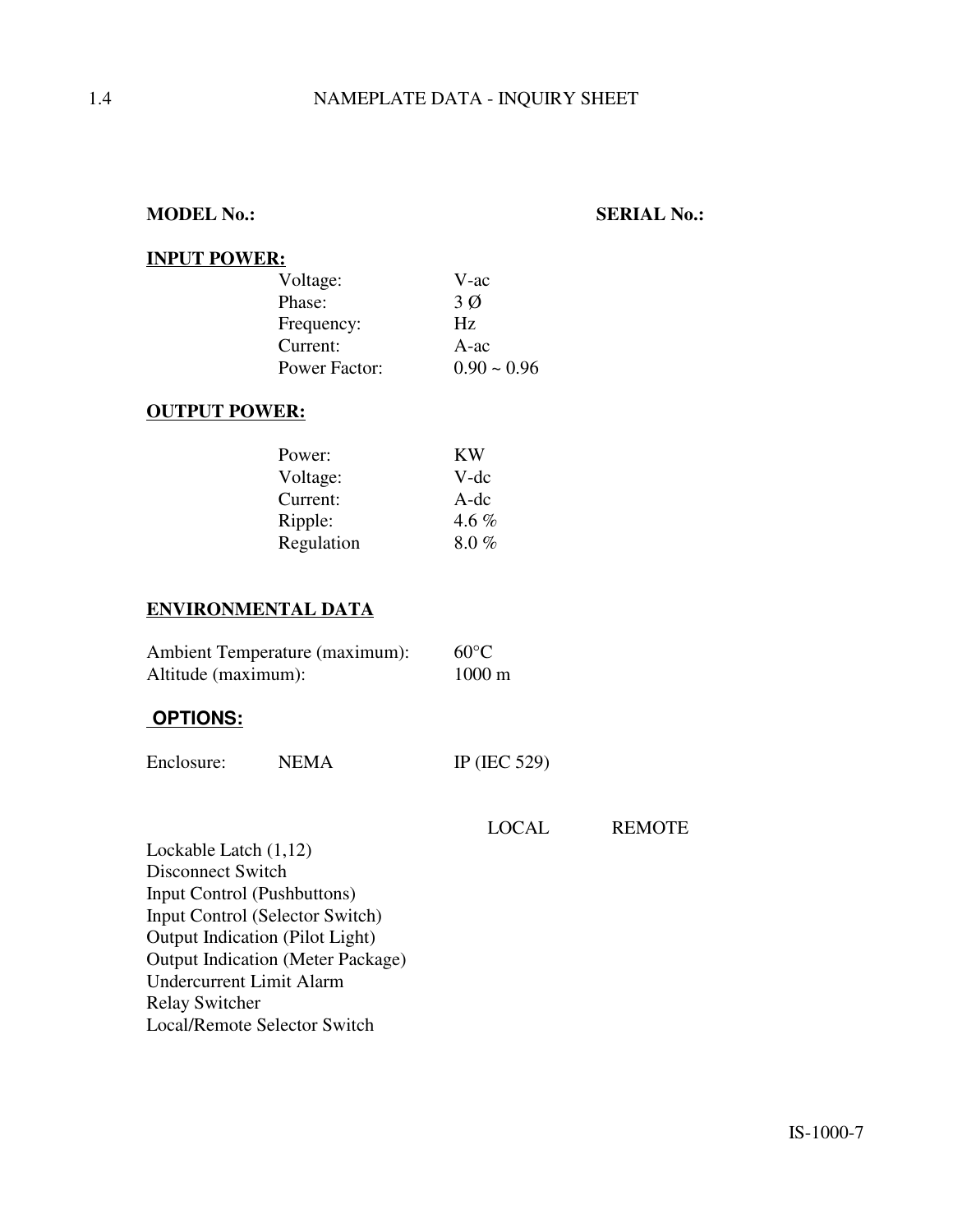## 1.4 NAMEPLATE DATA - INQUIRY SHEET

**MODEL No.:** **SERIAL No.:**

**INPUT POWER:**

| | |
|---|---|
| Voltage: | V-ac |
| Phase: | 3 Ø |
| Frequency: | Hz |
| Current: | A-ac |
| Power Factor: | 0.90 ~ 0.96 |

**OUTPUT POWER:**

| | |
|---|---|
| Power: | KW |
| Voltage: | V-dc |
| Current: | A-dc |
| Ripple: | 4.6 % |
| Regulation | 8.0 % |

**ENVIRONMENTAL DATA**

| | |
|---|---|
| Ambient Temperature (maximum): | 60°C |
| Altitude (maximum): | 1000 m |

**OPTIONS:**

Enclosure: NEMA IP (IEC 529)

| | LOCAL | REMOTE |
|---|---|---|
| Lockable Latch (1,12) | | |
| Disconnect Switch | | |
| Input Control (Pushbuttons) | | |
| Input Control (Selector Switch) | | |
| Output Indication (Pilot Light) | | |
| Output Indication (Meter Package) | | |
| Undercurrent Limit Alarm | | |
| Relay Switcher | | |
| Local/Remote Selector Switch | | |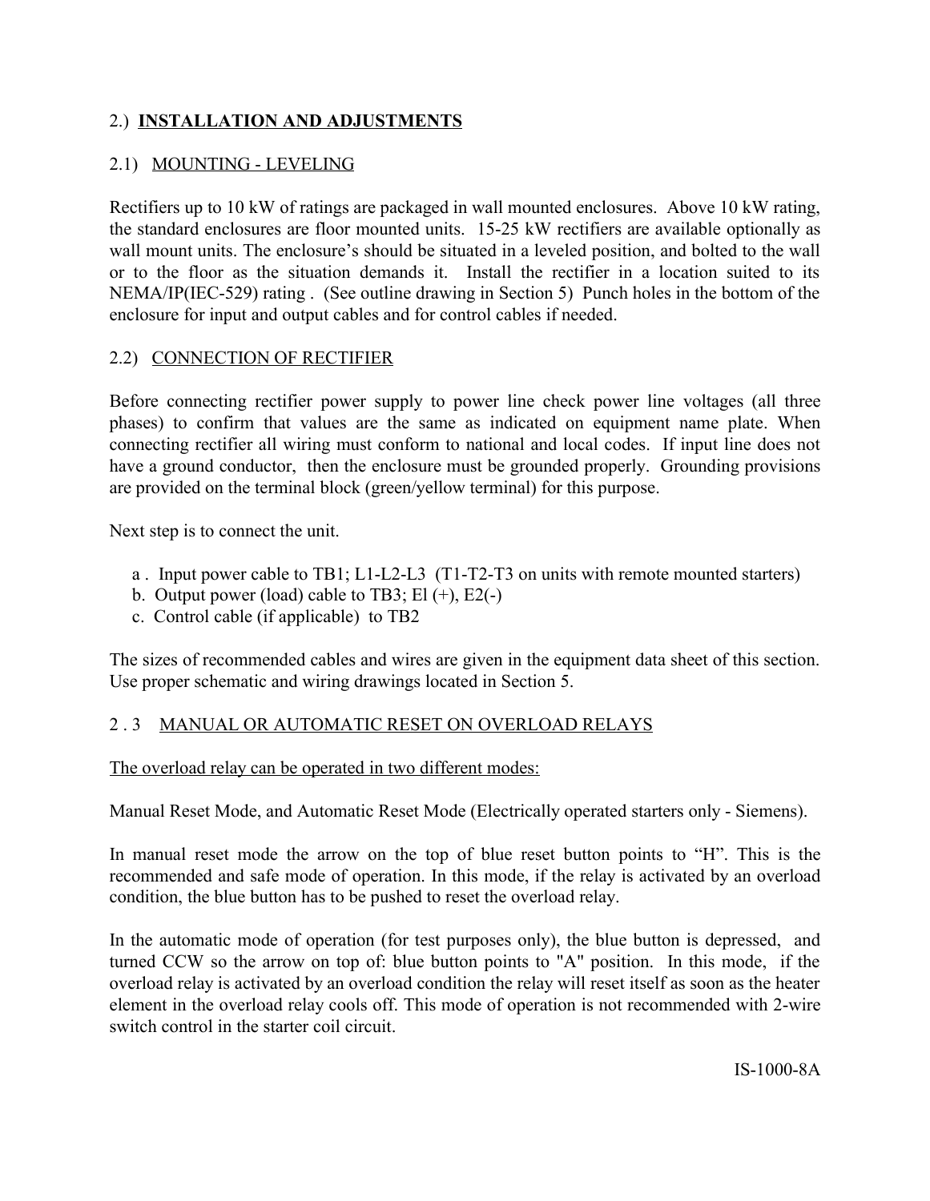## 2.) **INSTALLATION AND ADJUSTMENTS**

### 2.1) MOUNTING - LEVELING

Rectifiers up to 10 kW of ratings are packaged in wall mounted enclosures. Above 10 kW rating, the standard enclosures are floor mounted units. 15-25 kW rectifiers are available optionally as wall mount units. The enclosure's should be situated in a leveled position, and bolted to the wall or to the floor as the situation demands it. Install the rectifier in a location suited to its NEMA/IP(IEC-529) rating . (See outline drawing in Section 5) Punch holes in the bottom of the enclosure for input and output cables and for control cables if needed.

### 2.2) CONNECTION OF RECTIFIER

Before connecting rectifier power supply to power line check power line voltages (all three phases) to confirm that values are the same as indicated on equipment name plate. When connecting rectifier all wiring must conform to national and local codes. If input line does not have a ground conductor, then the enclosure must be grounded properly. Grounding provisions are provided on the terminal block (green/yellow terminal) for this purpose.

Next step is to connect the unit.

a . Input power cable to TB1; L1-L2-L3 (T1-T2-T3 on units with remote mounted starters)
b. Output power (load) cable to TB3; El (+), E2(-)
c. Control cable (if applicable) to TB2

The sizes of recommended cables and wires are given in the equipment data sheet of this section. Use proper schematic and wiring drawings located in Section 5.

### 2 . 3 MANUAL OR AUTOMATIC RESET ON OVERLOAD RELAYS

The overload relay can be operated in two different modes:

Manual Reset Mode, and Automatic Reset Mode (Electrically operated starters only - Siemens).

In manual reset mode the arrow on the top of blue reset button points to "H". This is the recommended and safe mode of operation. In this mode, if the relay is activated by an overload condition, the blue button has to be pushed to reset the overload relay.

In the automatic mode of operation (for test purposes only), the blue button is depressed, and turned CCW so the arrow on top of: blue button points to "A" position. In this mode, if the overload relay is activated by an overload condition the relay will reset itself as soon as the heater element in the overload relay cools off. This mode of operation is not recommended with 2-wire switch control in the starter coil circuit.

IS-1000-8A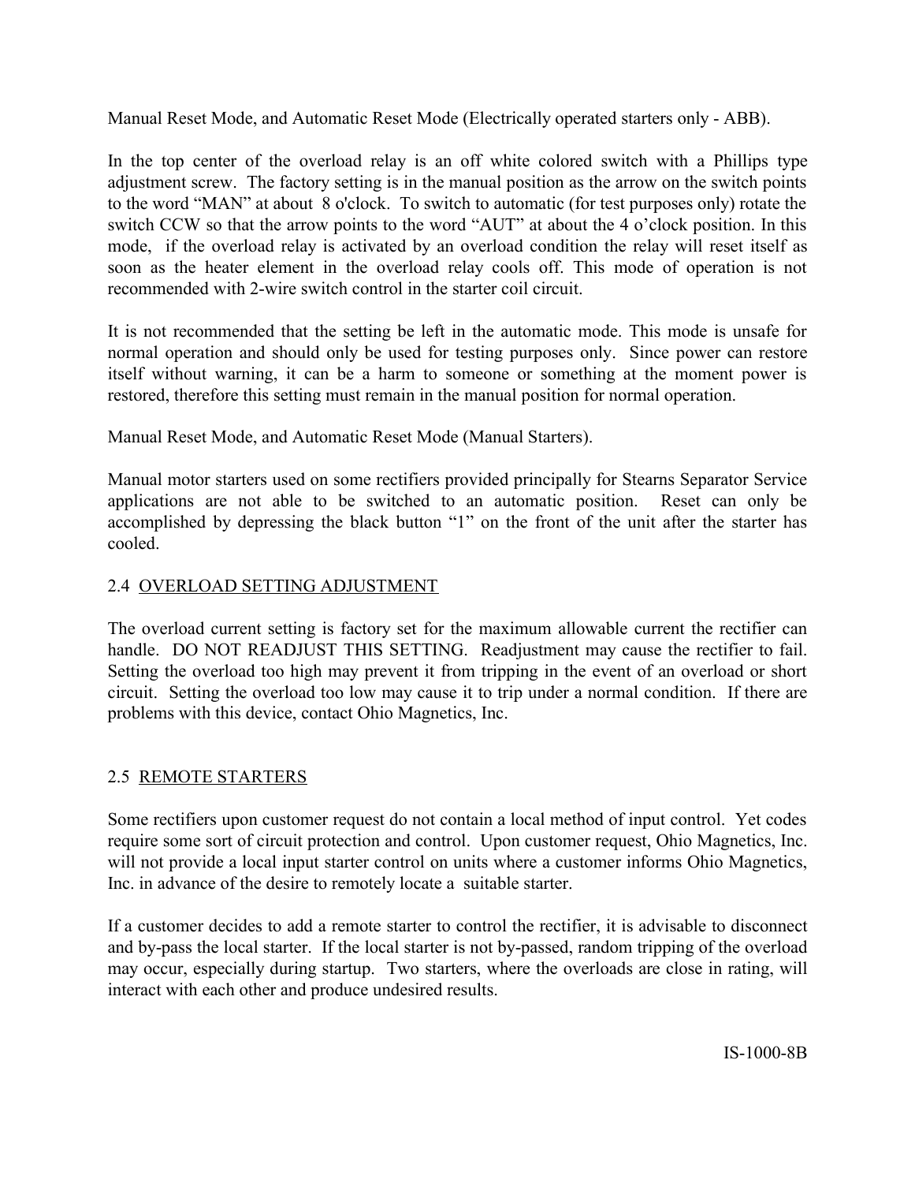Manual Reset Mode, and Automatic Reset Mode (Electrically operated starters only - ABB).

In the top center of the overload relay is an off white colored switch with a Phillips type adjustment screw. The factory setting is in the manual position as the arrow on the switch points to the word “MAN” at about 8 o'clock. To switch to automatic (for test purposes only) rotate the switch CCW so that the arrow points to the word “AUT” at about the 4 o’clock position. In this mode, if the overload relay is activated by an overload condition the relay will reset itself as soon as the heater element in the overload relay cools off. This mode of operation is not recommended with 2-wire switch control in the starter coil circuit.

It is not recommended that the setting be left in the automatic mode. This mode is unsafe for normal operation and should only be used for testing purposes only. Since power can restore itself without warning, it can be a harm to someone or something at the moment power is restored, therefore this setting must remain in the manual position for normal operation.

Manual Reset Mode, and Automatic Reset Mode (Manual Starters).

Manual motor starters used on some rectifiers provided principally for Stearns Separator Service applications are not able to be switched to an automatic position. Reset can only be accomplished by depressing the black button “1” on the front of the unit after the starter has cooled.

## 2.4 OVERLOAD SETTING ADJUSTMENT

The overload current setting is factory set for the maximum allowable current the rectifier can handle. DO NOT READJUST THIS SETTING. Readjustment may cause the rectifier to fail. Setting the overload too high may prevent it from tripping in the event of an overload or short circuit. Setting the overload too low may cause it to trip under a normal condition. If there are problems with this device, contact Ohio Magnetics, Inc.

## 2.5 REMOTE STARTERS

Some rectifiers upon customer request do not contain a local method of input control. Yet codes require some sort of circuit protection and control. Upon customer request, Ohio Magnetics, Inc. will not provide a local input starter control on units where a customer informs Ohio Magnetics, Inc. in advance of the desire to remotely locate a suitable starter.

If a customer decides to add a remote starter to control the rectifier, it is advisable to disconnect and by-pass the local starter. If the local starter is not by-passed, random tripping of the overload may occur, especially during startup. Two starters, where the overloads are close in rating, will interact with each other and produce undesired results.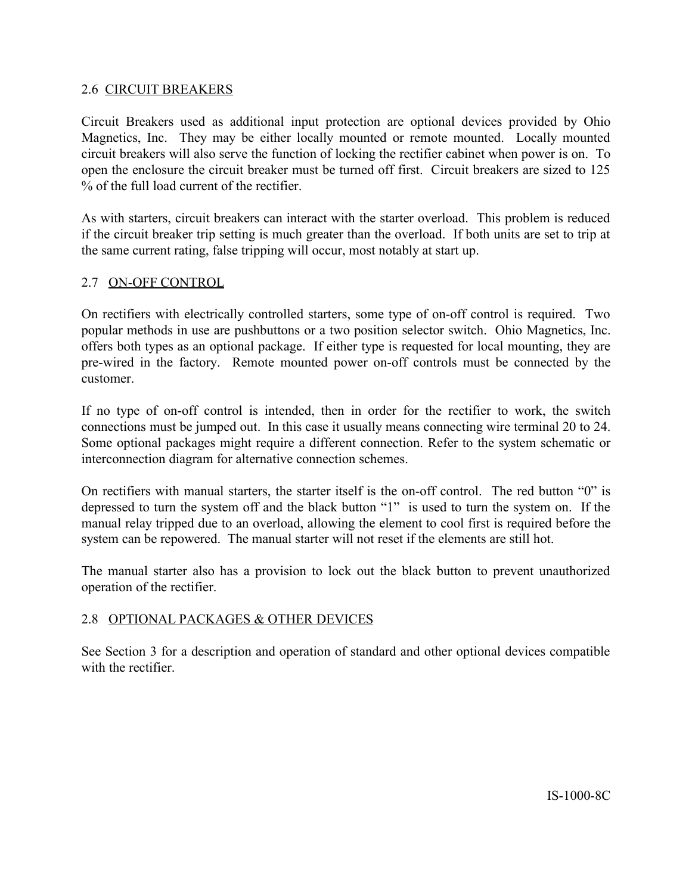## 2.6 CIRCUIT BREAKERS

Circuit Breakers used as additional input protection are optional devices provided by Ohio Magnetics, Inc. They may be either locally mounted or remote mounted. Locally mounted circuit breakers will also serve the function of locking the rectifier cabinet when power is on. To open the enclosure the circuit breaker must be turned off first. Circuit breakers are sized to 125 % of the full load current of the rectifier.

As with starters, circuit breakers can interact with the starter overload. This problem is reduced if the circuit breaker trip setting is much greater than the overload. If both units are set to trip at the same current rating, false tripping will occur, most notably at start up.

## 2.7 ON-OFF CONTROL

On rectifiers with electrically controlled starters, some type of on-off control is required. Two popular methods in use are pushbuttons or a two position selector switch. Ohio Magnetics, Inc. offers both types as an optional package. If either type is requested for local mounting, they are pre-wired in the factory. Remote mounted power on-off controls must be connected by the customer.

If no type of on-off control is intended, then in order for the rectifier to work, the switch connections must be jumped out. In this case it usually means connecting wire terminal 20 to 24. Some optional packages might require a different connection. Refer to the system schematic or interconnection diagram for alternative connection schemes.

On rectifiers with manual starters, the starter itself is the on-off control. The red button "0" is depressed to turn the system off and the black button "1" is used to turn the system on. If the manual relay tripped due to an overload, allowing the element to cool first is required before the system can be repowered. The manual starter will not reset if the elements are still hot.

The manual starter also has a provision to lock out the black button to prevent unauthorized operation of the rectifier.

## 2.8 OPTIONAL PACKAGES & OTHER DEVICES

See Section 3 for a description and operation of standard and other optional devices compatible with the rectifier.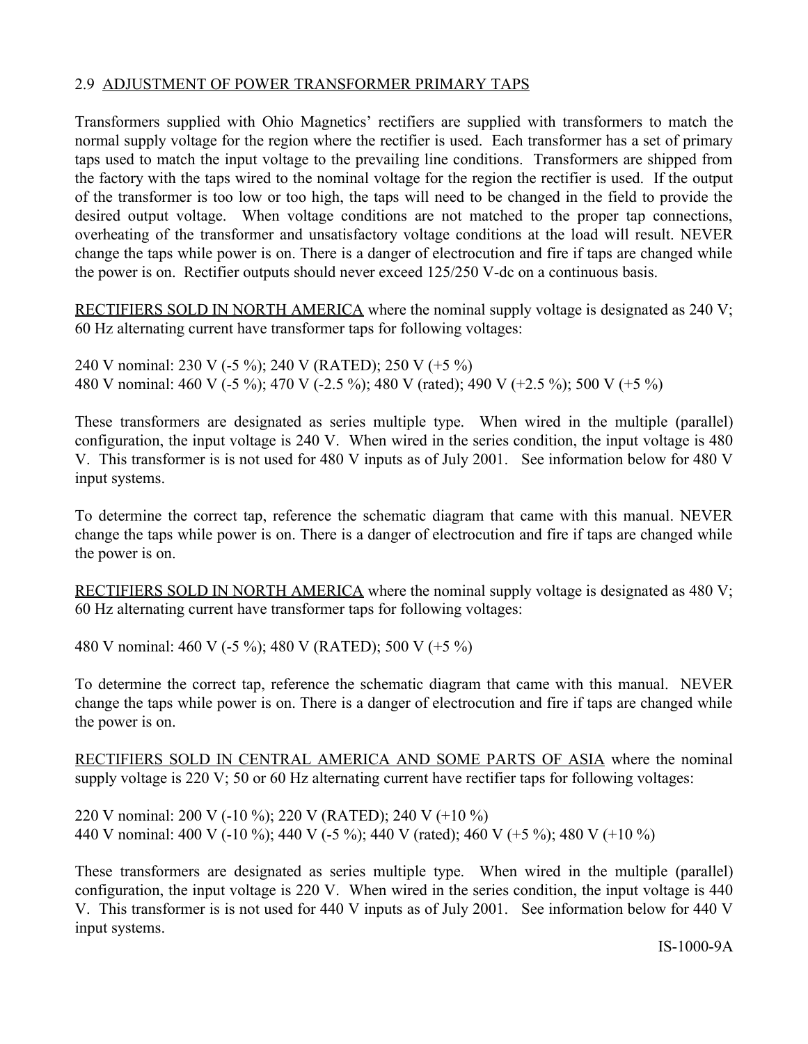## 2.9 ADJUSTMENT OF POWER TRANSFORMER PRIMARY TAPS

Transformers supplied with Ohio Magnetics' rectifiers are supplied with transformers to match the normal supply voltage for the region where the rectifier is used. Each transformer has a set of primary taps used to match the input voltage to the prevailing line conditions. Transformers are shipped from the factory with the taps wired to the nominal voltage for the region the rectifier is used. If the output of the transformer is too low or too high, the taps will need to be changed in the field to provide the desired output voltage. When voltage conditions are not matched to the proper tap connections, overheating of the transformer and unsatisfactory voltage conditions at the load will result. NEVER change the taps while power is on. There is a danger of electrocution and fire if taps are changed while the power is on. Rectifier outputs should never exceed 125/250 V-dc on a continuous basis.

RECTIFIERS SOLD IN NORTH AMERICA where the nominal supply voltage is designated as 240 V; 60 Hz alternating current have transformer taps for following voltages:

240 V nominal: 230 V (-5 %); 240 V (RATED); 250 V (+5 %)
480 V nominal: 460 V (-5 %); 470 V (-2.5 %); 480 V (rated); 490 V (+2.5 %); 500 V (+5 %)

These transformers are designated as series multiple type. When wired in the multiple (parallel) configuration, the input voltage is 240 V. When wired in the series condition, the input voltage is 480 V. This transformer is is not used for 480 V inputs as of July 2001. See information below for 480 V input systems.

To determine the correct tap, reference the schematic diagram that came with this manual. NEVER change the taps while power is on. There is a danger of electrocution and fire if taps are changed while the power is on.

RECTIFIERS SOLD IN NORTH AMERICA where the nominal supply voltage is designated as 480 V; 60 Hz alternating current have transformer taps for following voltages:

480 V nominal: 460 V (-5 %); 480 V (RATED); 500 V (+5 %)

To determine the correct tap, reference the schematic diagram that came with this manual. NEVER change the taps while power is on. There is a danger of electrocution and fire if taps are changed while the power is on.

RECTIFIERS SOLD IN CENTRAL AMERICA AND SOME PARTS OF ASIA where the nominal supply voltage is 220 V; 50 or 60 Hz alternating current have rectifier taps for following voltages:

220 V nominal: 200 V (-10 %); 220 V (RATED); 240 V (+10 %)
440 V nominal: 400 V (-10 %); 440 V (-5 %); 440 V (rated); 460 V (+5 %); 480 V (+10 %)

These transformers are designated as series multiple type. When wired in the multiple (parallel) configuration, the input voltage is 220 V. When wired in the series condition, the input voltage is 440 V. This transformer is is not used for 440 V inputs as of July 2001. See information below for 440 V input systems.

IS-1000-9A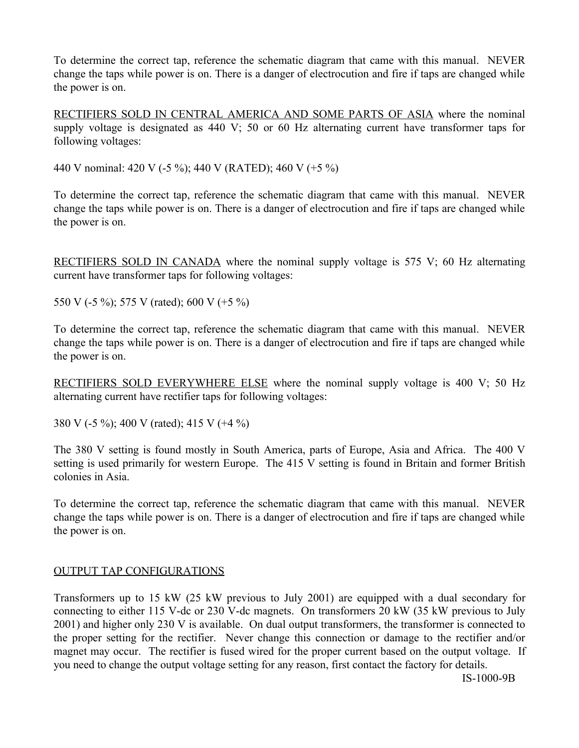To determine the correct tap, reference the schematic diagram that came with this manual. NEVER change the taps while power is on. There is a danger of electrocution and fire if taps are changed while the power is on.

<u>RECTIFIERS SOLD IN CENTRAL AMERICA AND SOME PARTS OF ASIA</u> where the nominal supply voltage is designated as 440 V; 50 or 60 Hz alternating current have transformer taps for following voltages:

440 V nominal: 420 V (-5 %); 440 V (RATED); 460 V (+5 %)

To determine the correct tap, reference the schematic diagram that came with this manual. NEVER change the taps while power is on. There is a danger of electrocution and fire if taps are changed while the power is on.

<u>RECTIFIERS SOLD IN CANADA</u> where the nominal supply voltage is 575 V; 60 Hz alternating current have transformer taps for following voltages:

550 V (-5 %); 575 V (rated); 600 V (+5 %)

To determine the correct tap, reference the schematic diagram that came with this manual. NEVER change the taps while power is on. There is a danger of electrocution and fire if taps are changed while the power is on.

<u>RECTIFIERS SOLD EVERYWHERE ELSE</u> where the nominal supply voltage is 400 V; 50 Hz alternating current have rectifier taps for following voltages:

380 V (-5 %); 400 V (rated); 415 V (+4 %)

The 380 V setting is found mostly in South America, parts of Europe, Asia and Africa. The 400 V setting is used primarily for western Europe. The 415 V setting is found in Britain and former British colonies in Asia.

To determine the correct tap, reference the schematic diagram that came with this manual. NEVER change the taps while power is on. There is a danger of electrocution and fire if taps are changed while the power is on.

<u>OUTPUT TAP CONFIGURATIONS</u>

Transformers up to 15 kW (25 kW previous to July 2001) are equipped with a dual secondary for connecting to either 115 V-dc or 230 V-dc magnets. On transformers 20 kW (35 kW previous to July 2001) and higher only 230 V is available. On dual output transformers, the transformer is connected to the proper setting for the rectifier. Never change this connection or damage to the rectifier and/or magnet may occur. The rectifier is fused wired for the proper current based on the output voltage. If you need to change the output voltage setting for any reason, first contact the factory for details.

IS-1000-9B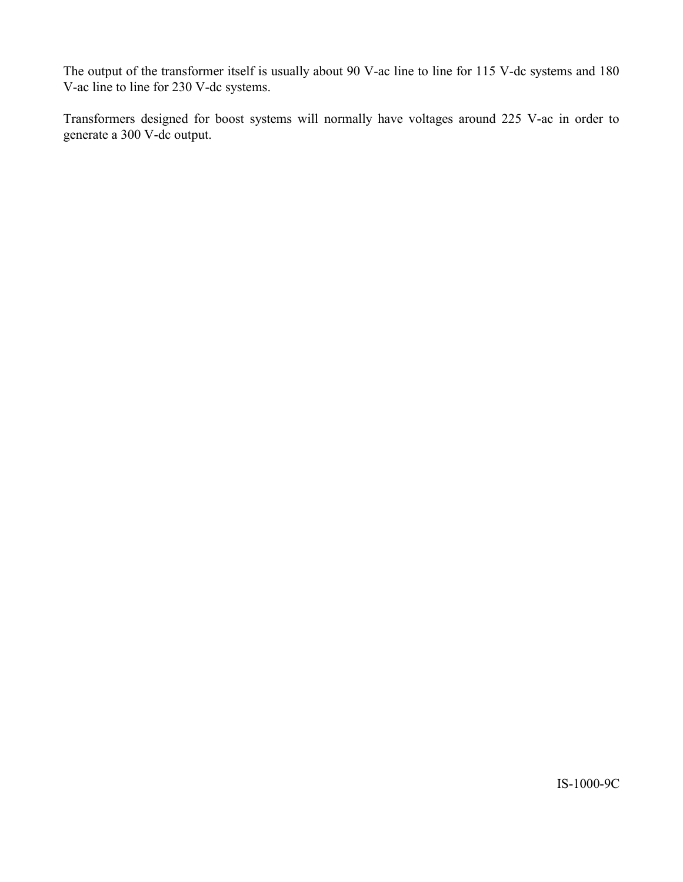The output of the transformer itself is usually about 90 V-ac line to line for 115 V-dc systems and 180 V-ac line to line for 230 V-dc systems.

Transformers designed for boost systems will normally have voltages around 225 V-ac in order to generate a 300 V-dc output.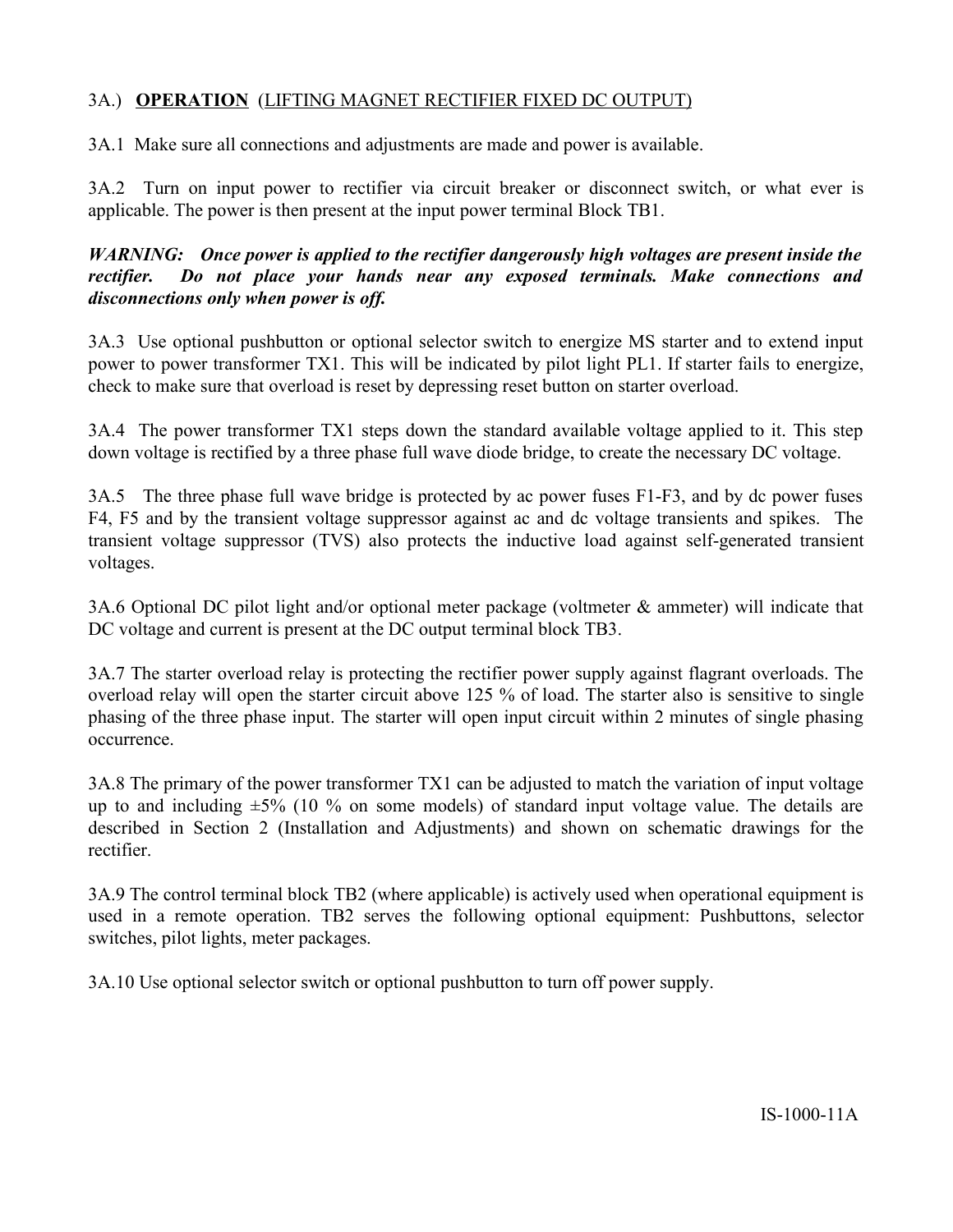## 3A.) **OPERATION** (LIFTING MAGNET RECTIFIER FIXED DC OUTPUT)

3A.1 Make sure all connections and adjustments are made and power is available.

3A.2 Turn on input power to rectifier via circuit breaker or disconnect switch, or what ever is applicable. The power is then present at the input power terminal Block TB1.

***WARNING: Once power is applied to the rectifier dangerously high voltages are present inside the rectifier. Do not place your hands near any exposed terminals. Make connections and disconnections only when power is off.***

3A.3 Use optional pushbutton or optional selector switch to energize MS starter and to extend input power to power transformer TX1. This will be indicated by pilot light PL1. If starter fails to energize, check to make sure that overload is reset by depressing reset button on starter overload.

3A.4 The power transformer TX1 steps down the standard available voltage applied to it. This step down voltage is rectified by a three phase full wave diode bridge, to create the necessary DC voltage.

3A.5 The three phase full wave bridge is protected by ac power fuses F1-F3, and by dc power fuses F4, F5 and by the transient voltage suppressor against ac and dc voltage transients and spikes. The transient voltage suppressor (TVS) also protects the inductive load against self-generated transient voltages.

3A.6 Optional DC pilot light and/or optional meter package (voltmeter & ammeter) will indicate that DC voltage and current is present at the DC output terminal block TB3.

3A.7 The starter overload relay is protecting the rectifier power supply against flagrant overloads. The overload relay will open the starter circuit above 125 % of load. The starter also is sensitive to single phasing of the three phase input. The starter will open input circuit within 2 minutes of single phasing occurrence.

3A.8 The primary of the power transformer TX1 can be adjusted to match the variation of input voltage up to and including ±5% (10 % on some models) of standard input voltage value. The details are described in Section 2 (Installation and Adjustments) and shown on schematic drawings for the rectifier.

3A.9 The control terminal block TB2 (where applicable) is actively used when operational equipment is used in a remote operation. TB2 serves the following optional equipment: Pushbuttons, selector switches, pilot lights, meter packages.

3A.10 Use optional selector switch or optional pushbutton to turn off power supply.

IS-1000-11A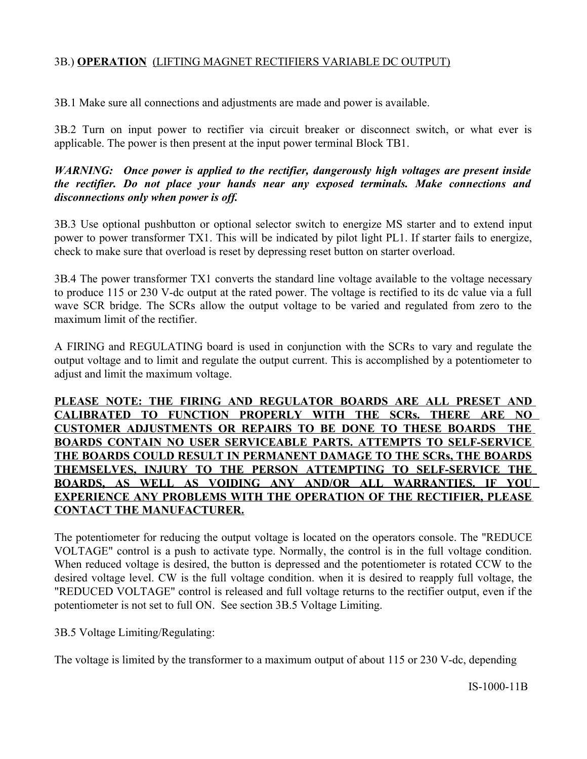3B.) **OPERATION** <u>(LIFTING MAGNET RECTIFIERS VARIABLE DC OUTPUT)</u>

3B.1 Make sure all connections and adjustments are made and power is available.

3B.2 Turn on input power to rectifier via circuit breaker or disconnect switch, or what ever is applicable. The power is then present at the input power terminal Block TB1.

***WARNING: Once power is applied to the rectifier, dangerously high voltages are present inside the rectifier. Do not place your hands near any exposed terminals. Make connections and disconnections only when power is off.***

3B.3 Use optional pushbutton or optional selector switch to energize MS starter and to extend input power to power transformer TX1. This will be indicated by pilot light PL1. If starter fails to energize, check to make sure that overload is reset by depressing reset button on starter overload.

3B.4 The power transformer TX1 converts the standard line voltage available to the voltage necessary to produce 115 or 230 V-dc output at the rated power. The voltage is rectified to its dc value via a full wave SCR bridge. The SCRs allow the output voltage to be varied and regulated from zero to the maximum limit of the rectifier.

A FIRING and REGULATING board is used in conjunction with the SCRs to vary and regulate the output voltage and to limit and regulate the output current. This is accomplished by a potentiometer to adjust and limit the maximum voltage.

<u>**PLEASE NOTE: THE FIRING AND REGULATOR BOARDS ARE ALL PRESET AND CALIBRATED TO FUNCTION PROPERLY WITH THE SCRs. THERE ARE NO CUSTOMER ADJUSTMENTS OR REPAIRS TO BE DONE TO THESE BOARDS THE BOARDS CONTAIN NO USER SERVICEABLE PARTS. ATTEMPTS TO SELF-SERVICE THE BOARDS COULD RESULT IN PERMANENT DAMAGE TO THE SCRs, THE BOARDS THEMSELVES, INJURY TO THE PERSON ATTEMPTING TO SELF-SERVICE THE BOARDS, AS WELL AS VOIDING ANY AND/OR ALL WARRANTIES. IF YOU EXPERIENCE ANY PROBLEMS WITH THE OPERATION OF THE RECTIFIER, PLEASE CONTACT THE MANUFACTURER.**</u>

The potentiometer for reducing the output voltage is located on the operators console. The "REDUCE VOLTAGE" control is a push to activate type. Normally, the control is in the full voltage condition. When reduced voltage is desired, the button is depressed and the potentiometer is rotated CCW to the desired voltage level. CW is the full voltage condition. when it is desired to reapply full voltage, the "REDUCED VOLTAGE" control is released and full voltage returns to the rectifier output, even if the potentiometer is not set to full ON. See section 3B.5 Voltage Limiting.

3B.5 Voltage Limiting/Regulating:

The voltage is limited by the transformer to a maximum output of about 115 or 230 V-dc, depending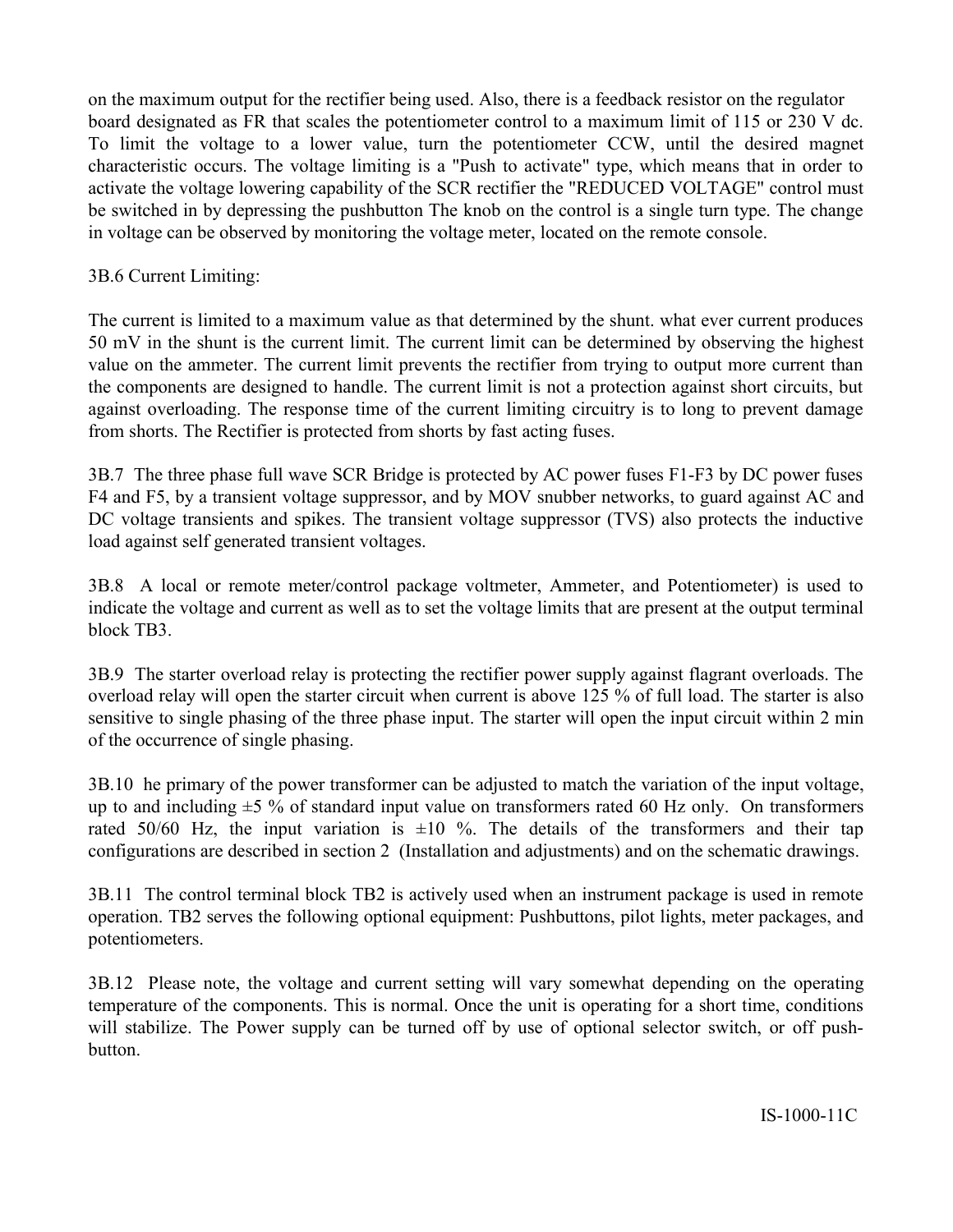on the maximum output for the rectifier being used. Also, there is a feedback resistor on the regulator board designated as FR that scales the potentiometer control to a maximum limit of 115 or 230 V dc. To limit the voltage to a lower value, turn the potentiometer CCW, until the desired magnet characteristic occurs. The voltage limiting is a "Push to activate" type, which means that in order to activate the voltage lowering capability of the SCR rectifier the "REDUCED VOLTAGE" control must be switched in by depressing the pushbutton The knob on the control is a single turn type. The change in voltage can be observed by monitoring the voltage meter, located on the remote console.

3B.6 Current Limiting:

The current is limited to a maximum value as that determined by the shunt. what ever current produces 50 mV in the shunt is the current limit. The current limit can be determined by observing the highest value on the ammeter. The current limit prevents the rectifier from trying to output more current than the components are designed to handle. The current limit is not a protection against short circuits, but against overloading. The response time of the current limiting circuitry is to long to prevent damage from shorts. The Rectifier is protected from shorts by fast acting fuses.

3B.7 The three phase full wave SCR Bridge is protected by AC power fuses F1-F3 by DC power fuses F4 and F5, by a transient voltage suppressor, and by MOV snubber networks, to guard against AC and DC voltage transients and spikes. The transient voltage suppressor (TVS) also protects the inductive load against self generated transient voltages.

3B.8 A local or remote meter/control package voltmeter, Ammeter, and Potentiometer) is used to indicate the voltage and current as well as to set the voltage limits that are present at the output terminal block TB3.

3B.9 The starter overload relay is protecting the rectifier power supply against flagrant overloads. The overload relay will open the starter circuit when current is above 125 % of full load. The starter is also sensitive to single phasing of the three phase input. The starter will open the input circuit within 2 min of the occurrence of single phasing.

3B.10 he primary of the power transformer can be adjusted to match the variation of the input voltage, up to and including ±5 % of standard input value on transformers rated 60 Hz only. On transformers rated 50/60 Hz, the input variation is ±10 %. The details of the transformers and their tap configurations are described in section 2 (Installation and adjustments) and on the schematic drawings.

3B.11 The control terminal block TB2 is actively used when an instrument package is used in remote operation. TB2 serves the following optional equipment: Pushbuttons, pilot lights, meter packages, and potentiometers.

3B.12 Please note, the voltage and current setting will vary somewhat depending on the operating temperature of the components. This is normal. Once the unit is operating for a short time, conditions will stabilize. The Power supply can be turned off by use of optional selector switch, or off push-button.

IS-1000-11C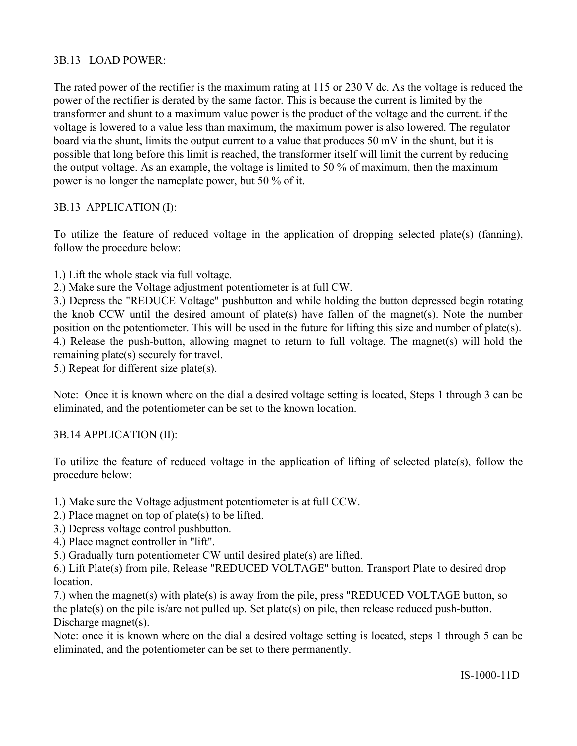### 3B.13 LOAD POWER:

The rated power of the rectifier is the maximum rating at 115 or 230 V dc. As the voltage is reduced the power of the rectifier is derated by the same factor. This is because the current is limited by the transformer and shunt to a maximum value power is the product of the voltage and the current. if the voltage is lowered to a value less than maximum, the maximum power is also lowered. The regulator board via the shunt, limits the output current to a value that produces 50 mV in the shunt, but it is possible that long before this limit is reached, the transformer itself will limit the current by reducing the output voltage. As an example, the voltage is limited to 50 % of maximum, then the maximum power is no longer the nameplate power, but 50 % of it.

### 3B.13 APPLICATION (I):

To utilize the feature of reduced voltage in the application of dropping selected plate(s) (fanning), follow the procedure below:

1.) Lift the whole stack via full voltage.
2.) Make sure the Voltage adjustment potentiometer is at full CW.
3.) Depress the "REDUCE Voltage" pushbutton and while holding the button depressed begin rotating the knob CCW until the desired amount of plate(s) have fallen of the magnet(s). Note the number position on the potentiometer. This will be used in the future for lifting this size and number of plate(s).
4.) Release the push-button, allowing magnet to return to full voltage. The magnet(s) will hold the remaining plate(s) securely for travel.
5.) Repeat for different size plate(s).

Note: Once it is known where on the dial a desired voltage setting is located, Steps 1 through 3 can be eliminated, and the potentiometer can be set to the known location.

### 3B.14 APPLICATION (II):

To utilize the feature of reduced voltage in the application of lifting of selected plate(s), follow the procedure below:

1.) Make sure the Voltage adjustment potentiometer is at full CCW.
2.) Place magnet on top of plate(s) to be lifted.
3.) Depress voltage control pushbutton.
4.) Place magnet controller in "lift".
5.) Gradually turn potentiometer CW until desired plate(s) are lifted.
6.) Lift Plate(s) from pile, Release "REDUCED VOLTAGE" button. Transport Plate to desired drop location.
7.) when the magnet(s) with plate(s) is away from the pile, press "REDUCED VOLTAGE button, so the plate(s) on the pile is/are not pulled up. Set plate(s) on pile, then release reduced push-button. Discharge magnet(s).

Note: once it is known where on the dial a desired voltage setting is located, steps 1 through 5 can be eliminated, and the potentiometer can be set to there permanently.

IS-1000-11D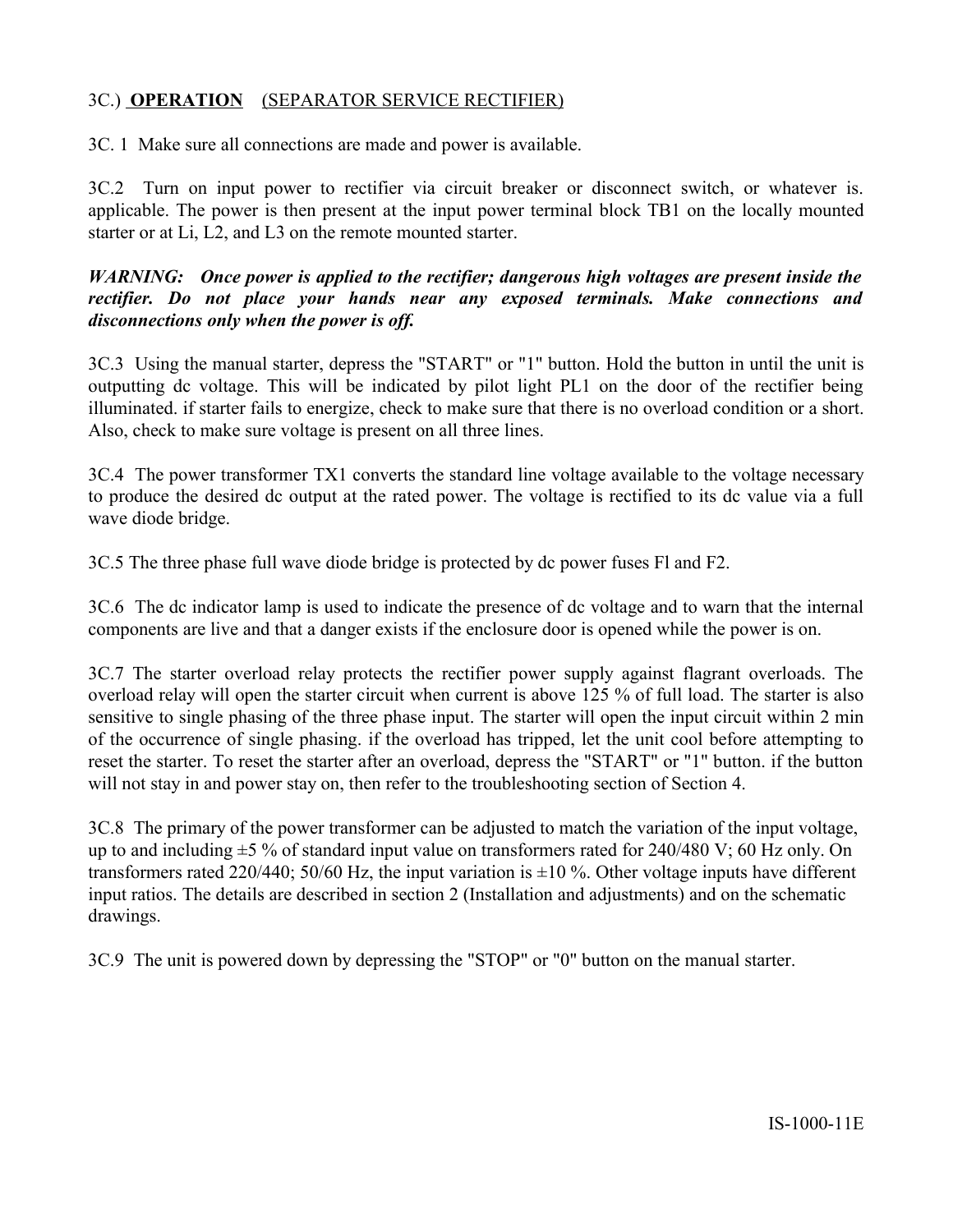## 3C.) **OPERATION** (SEPARATOR SERVICE RECTIFIER)

3C. 1 Make sure all connections are made and power is available.

3C.2 Turn on input power to rectifier via circuit breaker or disconnect switch, or whatever is. applicable. The power is then present at the input power terminal block TB1 on the locally mounted starter or at Li, L2, and L3 on the remote mounted starter.

***WARNING: Once power is applied to the rectifier; dangerous high voltages are present inside the rectifier. Do not place your hands near any exposed terminals. Make connections and disconnections only when the power is off.***

3C.3 Using the manual starter, depress the "START" or "1" button. Hold the button in until the unit is outputting dc voltage. This will be indicated by pilot light PL1 on the door of the rectifier being illuminated. if starter fails to energize, check to make sure that there is no overload condition or a short. Also, check to make sure voltage is present on all three lines.

3C.4 The power transformer TX1 converts the standard line voltage available to the voltage necessary to produce the desired dc output at the rated power. The voltage is rectified to its dc value via a full wave diode bridge.

3C.5 The three phase full wave diode bridge is protected by dc power fuses Fl and F2.

3C.6 The dc indicator lamp is used to indicate the presence of dc voltage and to warn that the internal components are live and that a danger exists if the enclosure door is opened while the power is on.

3C.7 The starter overload relay protects the rectifier power supply against flagrant overloads. The overload relay will open the starter circuit when current is above 125 % of full load. The starter is also sensitive to single phasing of the three phase input. The starter will open the input circuit within 2 min of the occurrence of single phasing. if the overload has tripped, let the unit cool before attempting to reset the starter. To reset the starter after an overload, depress the "START" or "1" button. if the button will not stay in and power stay on, then refer to the troubleshooting section of Section 4.

3C.8 The primary of the power transformer can be adjusted to match the variation of the input voltage, up to and including ±5 % of standard input value on transformers rated for 240/480 V; 60 Hz only. On transformers rated 220/440; 50/60 Hz, the input variation is ±10 %. Other voltage inputs have different input ratios. The details are described in section 2 (Installation and adjustments) and on the schematic drawings.

3C.9 The unit is powered down by depressing the "STOP" or "0" button on the manual starter.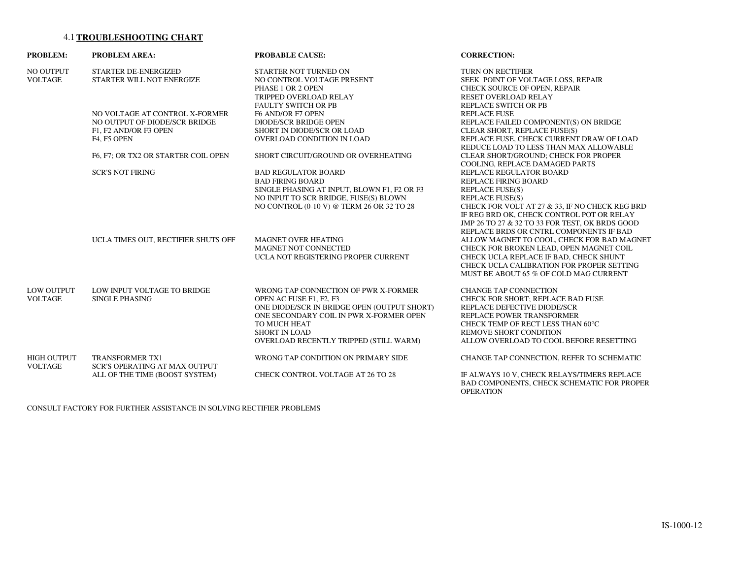## 4.1 **TROUBLESHOOTING CHART**

| PROBLEM: | PROBLEM AREA: | PROBABLE CAUSE: | CORRECTION: |
|---|---|---|---|
| NO OUTPUT VOLTAGE | STARTER DE-ENERGIZED | STARTER NOT TURNED ON | TURN ON RECTIFIER |
| | STARTER WILL NOT ENERGIZE | NO CONTROL VOLTAGE PRESENT | SEEK POINT OF VOLTAGE LOSS, REPAIR |
| | | PHASE 1 OR 2 OPEN | CHECK SOURCE OF OPEN, REPAIR |
| | | TRIPPED OVERLOAD RELAY | RESET OVERLOAD RELAY |
| | | FAULTY SWITCH OR PB | REPLACE SWITCH OR PB |
| | NO VOLTAGE AT CONTROL X-FORMER | F6 AND/OR F7 OPEN | REPLACE FUSE |
| | NO OUTPUT OF DIODE/SCR BRIDGE | DIODE/SCR BRIDGE OPEN | REPLACE FAILED COMPONENT(S) ON BRIDGE |
| | F1, F2 AND/OR F3 OPEN | SHORT IN DIODE/SCR OR LOAD | CLEAR SHORT, REPLACE FUSE(S) |
| | F4, F5 OPEN | OVERLOAD CONDITION IN LOAD | REPLACE FUSE, CHECK CURRENT DRAW OF LOAD REDUCE LOAD TO LESS THAN MAX ALLOWABLE |
| | F6, F7; OR TX2 OR STARTER COIL OPEN | SHORT CIRCUIT/GROUND OR OVERHEATING | CLEAR SHORT/GROUND; CHECK FOR PROPER COOLING, REPLACE DAMAGED PARTS |
| | SCR'S NOT FIRING | BAD REGULATOR BOARD | REPLACE REGULATOR BOARD |
| | | BAD FIRING BOARD | REPLACE FIRING BOARD |
| | | SINGLE PHASING AT INPUT, BLOWN F1, F2 OR F3 | REPLACE FUSE(S) |
| | | NO INPUT TO SCR BRIDGE, FUSE(S) BLOWN | REPLACE FUSE(S) |
| | | NO CONTROL (0-10 V) @ TERM 26 OR 32 TO 28 | CHECK FOR VOLT AT 27 & 33, IF NO CHECK REG BRD IF REG BRD OK, CHECK CONTROL POT OR RELAY JMP 26 TO 27 & 32 TO 33 FOR TEST, OK BRDS GOOD REPLACE BRDS OR CNTRL COMPONENTS IF BAD |
| | UCLA TIMES OUT, RECTIFIER SHUTS OFF | MAGNET OVER HEATING | ALLOW MAGNET TO COOL, CHECK FOR BAD MAGNET |
| | | MAGNET NOT CONNECTED | CHECK FOR BROKEN LEAD, OPEN MAGNET COIL |
| | | UCLA NOT REGISTERING PROPER CURRENT | CHECK UCLA REPLACE IF BAD, CHECK SHUNT CHECK UCLA CALIBRATION FOR PROPER SETTING MUST BE ABOUT 65 % OF COLD MAG CURRENT |
| LOW OUTPUT VOLTAGE | LOW INPUT VOLTAGE TO BRIDGE | WRONG TAP CONNECTION OF PWR X-FORMER | CHANGE TAP CONNECTION |
| | SINGLE PHASING | OPEN AC FUSE F1, F2, F3 | CHECK FOR SHORT; REPLACE BAD FUSE |
| | | ONE DIODE/SCR IN BRIDGE OPEN (OUTPUT SHORT) | REPLACE DEFECTIVE DIODE/SCR |
| | | ONE SECONDARY COIL IN PWR X-FORMER OPEN | REPLACE POWER TRANSFORMER |
| | | TO MUCH HEAT | CHECK TEMP OF RECT LESS THAN 60°C |
| | | SHORT IN LOAD | REMOVE SHORT CONDITION |
| | | OVERLOAD RECENTLY TRIPPED (STILL WARM) | ALLOW OVERLOAD TO COOL BEFORE RESETTING |
| HIGH OUTPUT VOLTAGE | TRANSFORMER TX1 | WRONG TAP CONDITION ON PRIMARY SIDE | CHANGE TAP CONNECTION, REFER TO SCHEMATIC |
| | SCR'S OPERATING AT MAX OUTPUT ALL OF THE TIME (BOOST SYSTEM) | CHECK CONTROL VOLTAGE AT 26 TO 28 | IF ALWAYS 10 V, CHECK RELAYS/TIMERS REPLACE BAD COMPONENTS, CHECK SCHEMATIC FOR PROPER OPERATION |

CONSULT FACTORY FOR FURTHER ASSISTANCE IN SOLVING RECTIFIER PROBLEMS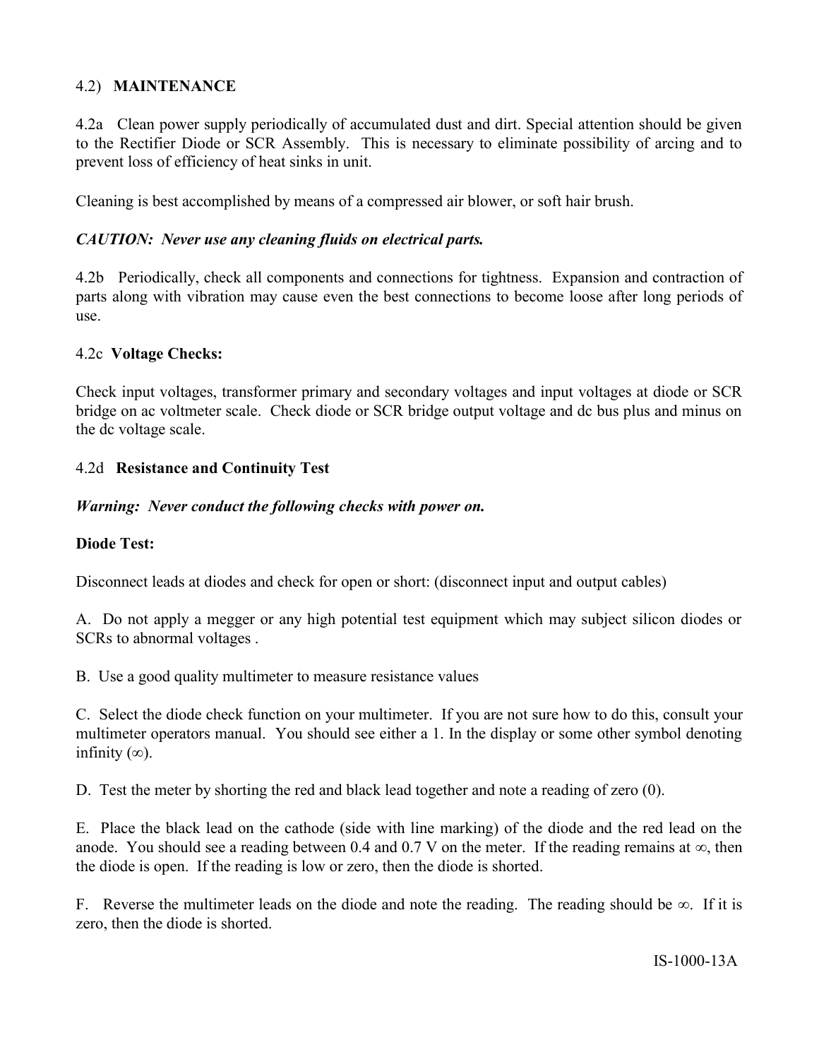## 4.2) **MAINTENANCE**

4.2a Clean power supply periodically of accumulated dust and dirt. Special attention should be given to the Rectifier Diode or SCR Assembly. This is necessary to eliminate possibility of arcing and to prevent loss of efficiency of heat sinks in unit.

Cleaning is best accomplished by means of a compressed air blower, or soft hair brush.

***CAUTION: Never use any cleaning fluids on electrical parts.***

4.2b Periodically, check all components and connections for tightness. Expansion and contraction of parts along with vibration may cause even the best connections to become loose after long periods of use.

### 4.2c **Voltage Checks:**

Check input voltages, transformer primary and secondary voltages and input voltages at diode or SCR bridge on ac voltmeter scale. Check diode or SCR bridge output voltage and dc bus plus and minus on the dc voltage scale.

### 4.2d **Resistance and Continuity Test**

***Warning: Never conduct the following checks with power on.***

**Diode Test:**

Disconnect leads at diodes and check for open or short: (disconnect input and output cables)

A. Do not apply a megger or any high potential test equipment which may subject silicon diodes or SCRs to abnormal voltages .

B. Use a good quality multimeter to measure resistance values

C. Select the diode check function on your multimeter. If you are not sure how to do this, consult your multimeter operators manual. You should see either a 1. In the display or some other symbol denoting infinity (∞).

D. Test the meter by shorting the red and black lead together and note a reading of zero (0).

E. Place the black lead on the cathode (side with line marking) of the diode and the red lead on the anode. You should see a reading between 0.4 and 0.7 V on the meter. If the reading remains at ∞, then the diode is open. If the reading is low or zero, then the diode is shorted.

F. Reverse the multimeter leads on the diode and note the reading. The reading should be ∞. If it is zero, then the diode is shorted.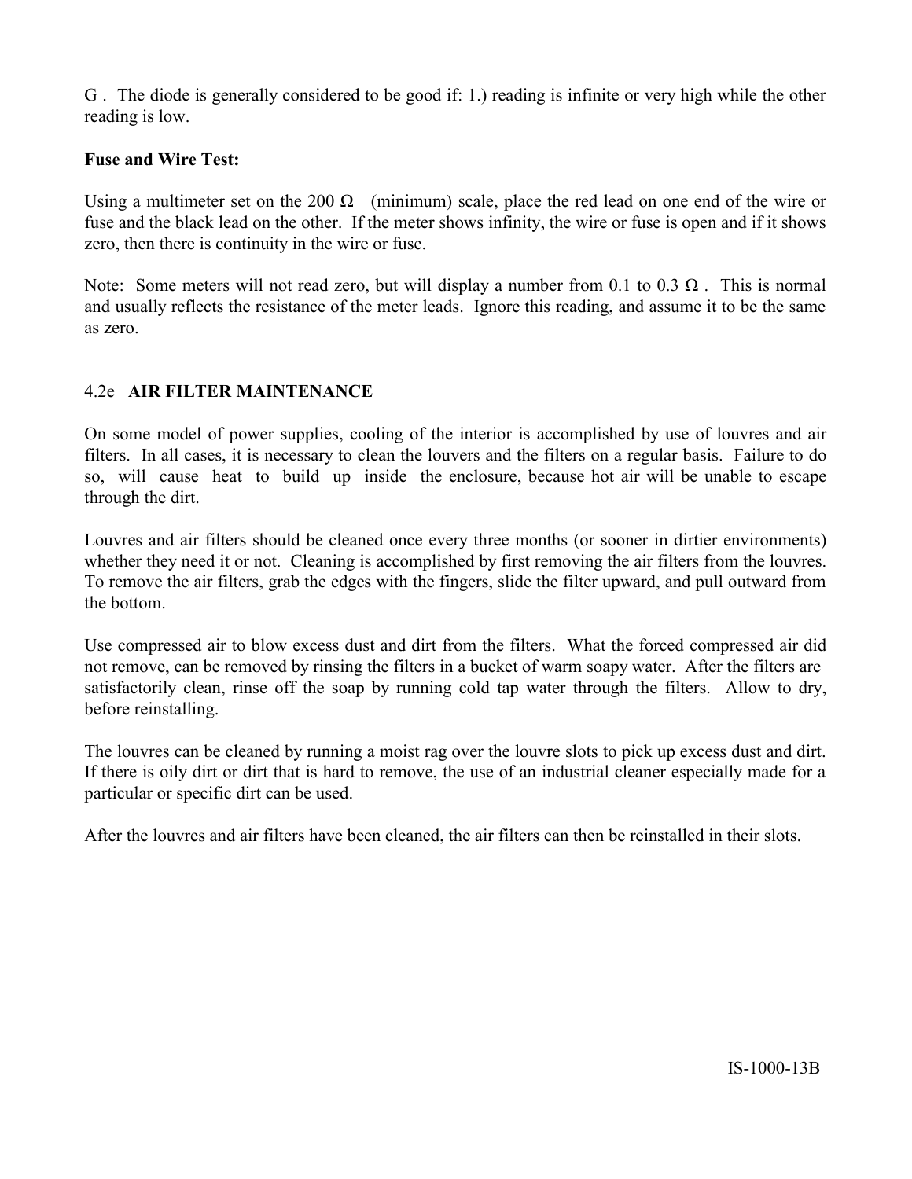G . The diode is generally considered to be good if: 1.) reading is infinite or very high while the other reading is low.

**Fuse and Wire Test:**

Using a multimeter set on the 200 Ω (minimum) scale, place the red lead on one end of the wire or fuse and the black lead on the other. If the meter shows infinity, the wire or fuse is open and if it shows zero, then there is continuity in the wire or fuse.

Note: Some meters will not read zero, but will display a number from 0.1 to 0.3 Ω . This is normal and usually reflects the resistance of the meter leads. Ignore this reading, and assume it to be the same as zero.

### 4.2e **AIR FILTER MAINTENANCE**

On some model of power supplies, cooling of the interior is accomplished by use of louvres and air filters. In all cases, it is necessary to clean the louvers and the filters on a regular basis. Failure to do so, will cause heat to build up inside the enclosure, because hot air will be unable to escape through the dirt.

Louvres and air filters should be cleaned once every three months (or sooner in dirtier environments) whether they need it or not. Cleaning is accomplished by first removing the air filters from the louvres. To remove the air filters, grab the edges with the fingers, slide the filter upward, and pull outward from the bottom.

Use compressed air to blow excess dust and dirt from the filters. What the forced compressed air did not remove, can be removed by rinsing the filters in a bucket of warm soapy water. After the filters are satisfactorily clean, rinse off the soap by running cold tap water through the filters. Allow to dry, before reinstalling.

The louvres can be cleaned by running a moist rag over the louvre slots to pick up excess dust and dirt. If there is oily dirt or dirt that is hard to remove, the use of an industrial cleaner especially made for a particular or specific dirt can be used.

After the louvres and air filters have been cleaned, the air filters can then be reinstalled in their slots.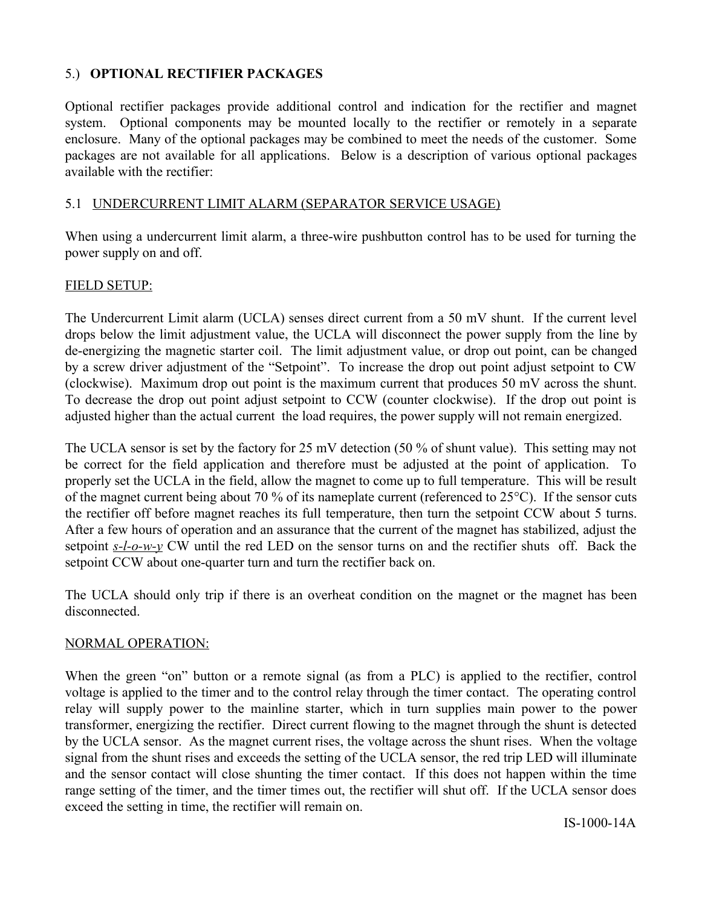## 5.) **OPTIONAL RECTIFIER PACKAGES**

Optional rectifier packages provide additional control and indication for the rectifier and magnet system. Optional components may be mounted locally to the rectifier or remotely in a separate enclosure. Many of the optional packages may be combined to meet the needs of the customer. Some packages are not available for all applications. Below is a description of various optional packages available with the rectifier:

### 5.1 <u>UNDERCURRENT LIMIT ALARM (SEPARATOR SERVICE USAGE)</u>

When using a undercurrent limit alarm, a three-wire pushbutton control has to be used for turning the power supply on and off.

<u>FIELD SETUP:</u>

The Undercurrent Limit alarm (UCLA) senses direct current from a 50 mV shunt. If the current level drops below the limit adjustment value, the UCLA will disconnect the power supply from the line by de-energizing the magnetic starter coil. The limit adjustment value, or drop out point, can be changed by a screw driver adjustment of the "Setpoint". To increase the drop out point adjust setpoint to CW (clockwise). Maximum drop out point is the maximum current that produces 50 mV across the shunt. To decrease the drop out point adjust setpoint to CCW (counter clockwise). If the drop out point is adjusted higher than the actual current the load requires, the power supply will not remain energized.

The UCLA sensor is set by the factory for 25 mV detection (50 % of shunt value). This setting may not be correct for the field application and therefore must be adjusted at the point of application. To properly set the UCLA in the field, allow the magnet to come up to full temperature. This will be result of the magnet current being about 70 % of its nameplate current (referenced to 25°C). If the sensor cuts the rectifier off before magnet reaches its full temperature, then turn the setpoint CCW about 5 turns. After a few hours of operation and an assurance that the current of the magnet has stabilized, adjust the setpoint <u>*s-l-o-w-y*</u> CW until the red LED on the sensor turns on and the rectifier shuts off. Back the setpoint CCW about one-quarter turn and turn the rectifier back on.

The UCLA should only trip if there is an overheat condition on the magnet or the magnet has been disconnected.

<u>NORMAL OPERATION:</u>

When the green "on" button or a remote signal (as from a PLC) is applied to the rectifier, control voltage is applied to the timer and to the control relay through the timer contact. The operating control relay will supply power to the mainline starter, which in turn supplies main power to the power transformer, energizing the rectifier. Direct current flowing to the magnet through the shunt is detected by the UCLA sensor. As the magnet current rises, the voltage across the shunt rises. When the voltage signal from the shunt rises and exceeds the setting of the UCLA sensor, the red trip LED will illuminate and the sensor contact will close shunting the timer contact. If this does not happen within the time range setting of the timer, and the timer times out, the rectifier will shut off. If the UCLA sensor does exceed the setting in time, the rectifier will remain on.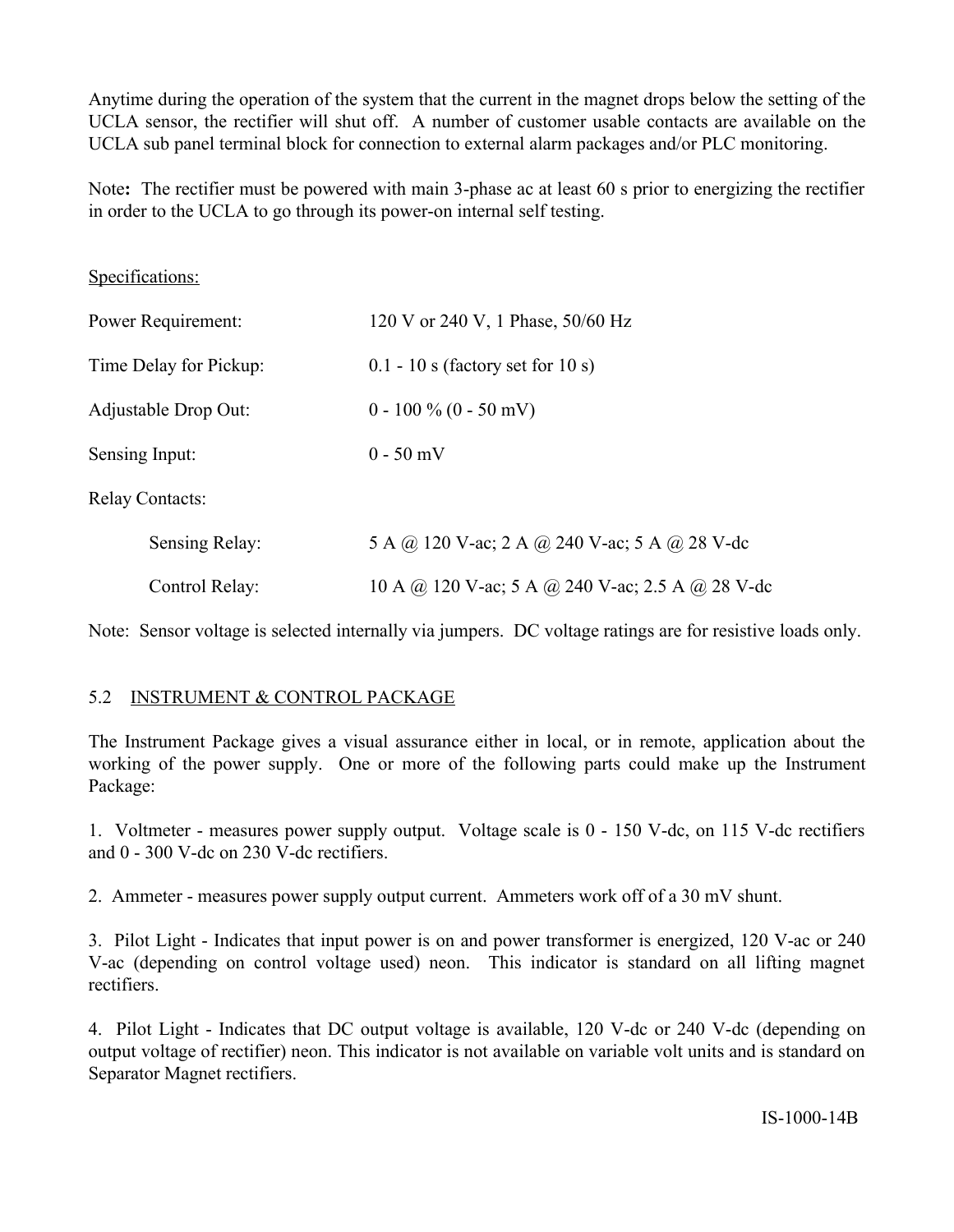Anytime during the operation of the system that the current in the magnet drops below the setting of the UCLA sensor, the rectifier will shut off. A number of customer usable contacts are available on the UCLA sub panel terminal block for connection to external alarm packages and/or PLC monitoring.

Note**:** The rectifier must be powered with main 3-phase ac at least 60 s prior to energizing the rectifier in order to the UCLA to go through its power-on internal self testing.

Specifications:

| | |
|---|---|
| Power Requirement: | 120 V or 240 V, 1 Phase, 50/60 Hz |
| Time Delay for Pickup: | 0.1 - 10 s (factory set for 10 s) |
| Adjustable Drop Out: | 0 - 100 % (0 - 50 mV) |
| Sensing Input: | 0 - 50 mV |
| Relay Contacts: | |
| Sensing Relay: | 5 A @ 120 V-ac; 2 A @ 240 V-ac; 5 A @ 28 V-dc |
| Control Relay: | 10 A @ 120 V-ac; 5 A @ 240 V-ac; 2.5 A @ 28 V-dc |

Note: Sensor voltage is selected internally via jumpers. DC voltage ratings are for resistive loads only.

## 5.2 INSTRUMENT & CONTROL PACKAGE

The Instrument Package gives a visual assurance either in local, or in remote, application about the working of the power supply. One or more of the following parts could make up the Instrument Package:

1. Voltmeter - measures power supply output. Voltage scale is 0 - 150 V-dc, on 115 V-dc rectifiers and 0 - 300 V-dc on 230 V-dc rectifiers.

2. Ammeter - measures power supply output current. Ammeters work off of a 30 mV shunt.

3. Pilot Light - Indicates that input power is on and power transformer is energized, 120 V-ac or 240 V-ac (depending on control voltage used) neon. This indicator is standard on all lifting magnet rectifiers.

4. Pilot Light - Indicates that DC output voltage is available, 120 V-dc or 240 V-dc (depending on output voltage of rectifier) neon. This indicator is not available on variable volt units and is standard on Separator Magnet rectifiers.

IS-1000-14B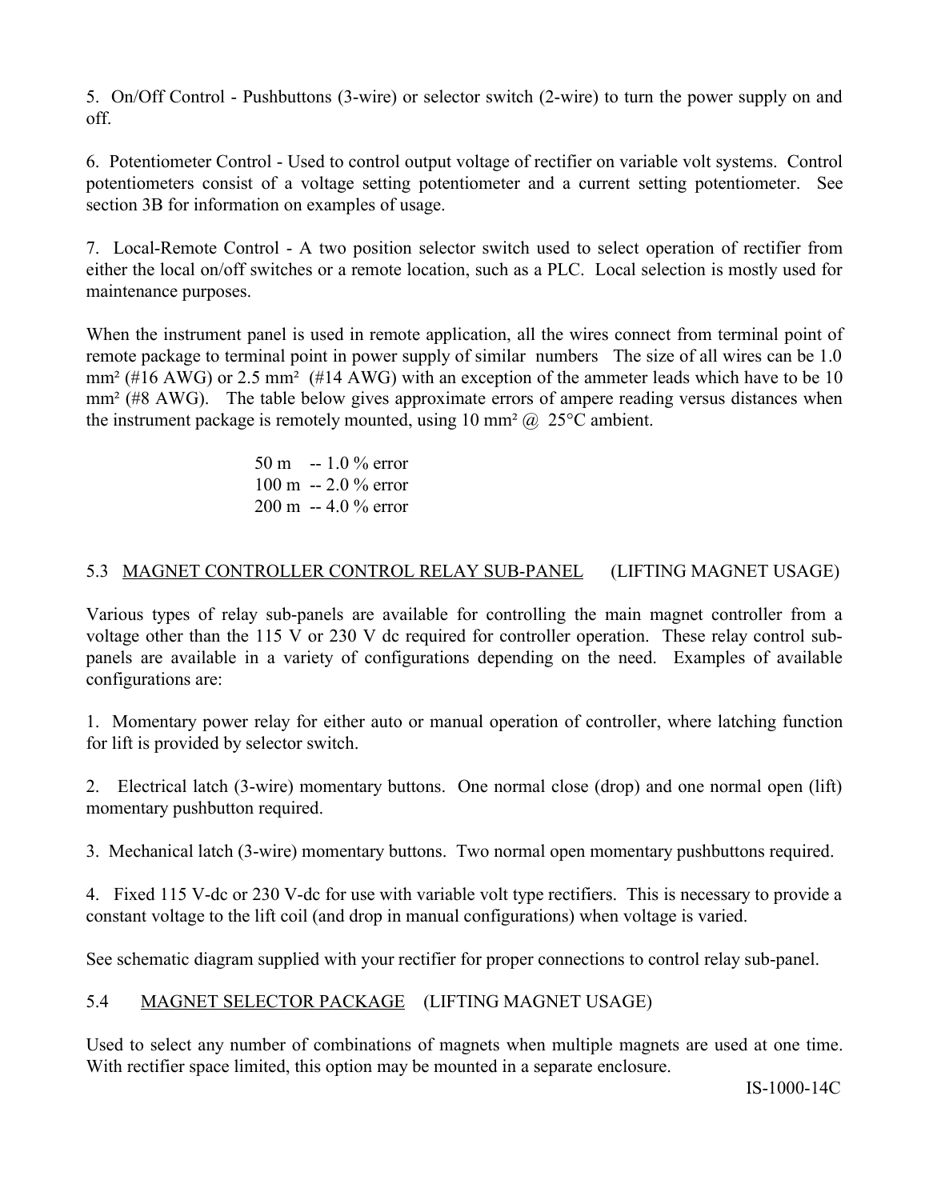5. On/Off Control - Pushbuttons (3-wire) or selector switch (2-wire) to turn the power supply on and off.

6. Potentiometer Control - Used to control output voltage of rectifier on variable volt systems. Control potentiometers consist of a voltage setting potentiometer and a current setting potentiometer. See section 3B for information on examples of usage.

7. Local-Remote Control - A two position selector switch used to select operation of rectifier from either the local on/off switches or a remote location, such as a PLC. Local selection is mostly used for maintenance purposes.

When the instrument panel is used in remote application, all the wires connect from terminal point of remote package to terminal point in power supply of similar numbers The size of all wires can be 1.0 mm² (#16 AWG) or 2.5 mm² (#14 AWG) with an exception of the ammeter leads which have to be 10 mm² (#8 AWG). The table below gives approximate errors of ampere reading versus distances when the instrument package is remotely mounted, using 10 mm² @ 25°C ambient.

50 m -- 1.0 % error
100 m -- 2.0 % error
200 m -- 4.0 % error

## 5.3 MAGNET CONTROLLER CONTROL RELAY SUB-PANEL (LIFTING MAGNET USAGE)

Various types of relay sub-panels are available for controlling the main magnet controller from a voltage other than the 115 V or 230 V dc required for controller operation. These relay control sub-panels are available in a variety of configurations depending on the need. Examples of available configurations are:

1. Momentary power relay for either auto or manual operation of controller, where latching function for lift is provided by selector switch.

2. Electrical latch (3-wire) momentary buttons. One normal close (drop) and one normal open (lift) momentary pushbutton required.

3. Mechanical latch (3-wire) momentary buttons. Two normal open momentary pushbuttons required.

4. Fixed 115 V-dc or 230 V-dc for use with variable volt type rectifiers. This is necessary to provide a constant voltage to the lift coil (and drop in manual configurations) when voltage is varied.

See schematic diagram supplied with your rectifier for proper connections to control relay sub-panel.

## 5.4 MAGNET SELECTOR PACKAGE (LIFTING MAGNET USAGE)

Used to select any number of combinations of magnets when multiple magnets are used at one time. With rectifier space limited, this option may be mounted in a separate enclosure.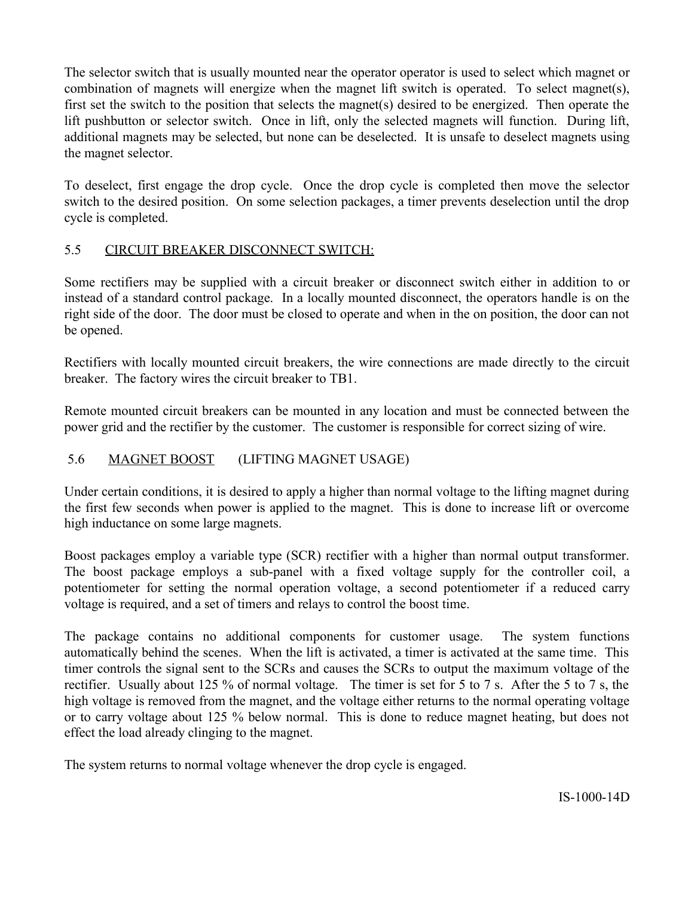The selector switch that is usually mounted near the operator operator is used to select which magnet or combination of magnets will energize when the magnet lift switch is operated. To select magnet(s), first set the switch to the position that selects the magnet(s) desired to be energized. Then operate the lift pushbutton or selector switch. Once in lift, only the selected magnets will function. During lift, additional magnets may be selected, but none can be deselected. It is unsafe to deselect magnets using the magnet selector.

To deselect, first engage the drop cycle. Once the drop cycle is completed then move the selector switch to the desired position. On some selection packages, a timer prevents deselection until the drop cycle is completed.

## 5.5 CIRCUIT BREAKER DISCONNECT SWITCH:

Some rectifiers may be supplied with a circuit breaker or disconnect switch either in addition to or instead of a standard control package. In a locally mounted disconnect, the operators handle is on the right side of the door. The door must be closed to operate and when in the on position, the door can not be opened.

Rectifiers with locally mounted circuit breakers, the wire connections are made directly to the circuit breaker. The factory wires the circuit breaker to TB1.

Remote mounted circuit breakers can be mounted in any location and must be connected between the power grid and the rectifier by the customer. The customer is responsible for correct sizing of wire.

## 5.6 MAGNET BOOST (LIFTING MAGNET USAGE)

Under certain conditions, it is desired to apply a higher than normal voltage to the lifting magnet during the first few seconds when power is applied to the magnet. This is done to increase lift or overcome high inductance on some large magnets.

Boost packages employ a variable type (SCR) rectifier with a higher than normal output transformer. The boost package employs a sub-panel with a fixed voltage supply for the controller coil, a potentiometer for setting the normal operation voltage, a second potentiometer if a reduced carry voltage is required, and a set of timers and relays to control the boost time.

The package contains no additional components for customer usage. The system functions automatically behind the scenes. When the lift is activated, a timer is activated at the same time. This timer controls the signal sent to the SCRs and causes the SCRs to output the maximum voltage of the rectifier. Usually about 125 % of normal voltage. The timer is set for 5 to 7 s. After the 5 to 7 s, the high voltage is removed from the magnet, and the voltage either returns to the normal operating voltage or to carry voltage about 125 % below normal. This is done to reduce magnet heating, but does not effect the load already clinging to the magnet.

The system returns to normal voltage whenever the drop cycle is engaged.

IS-1000-14D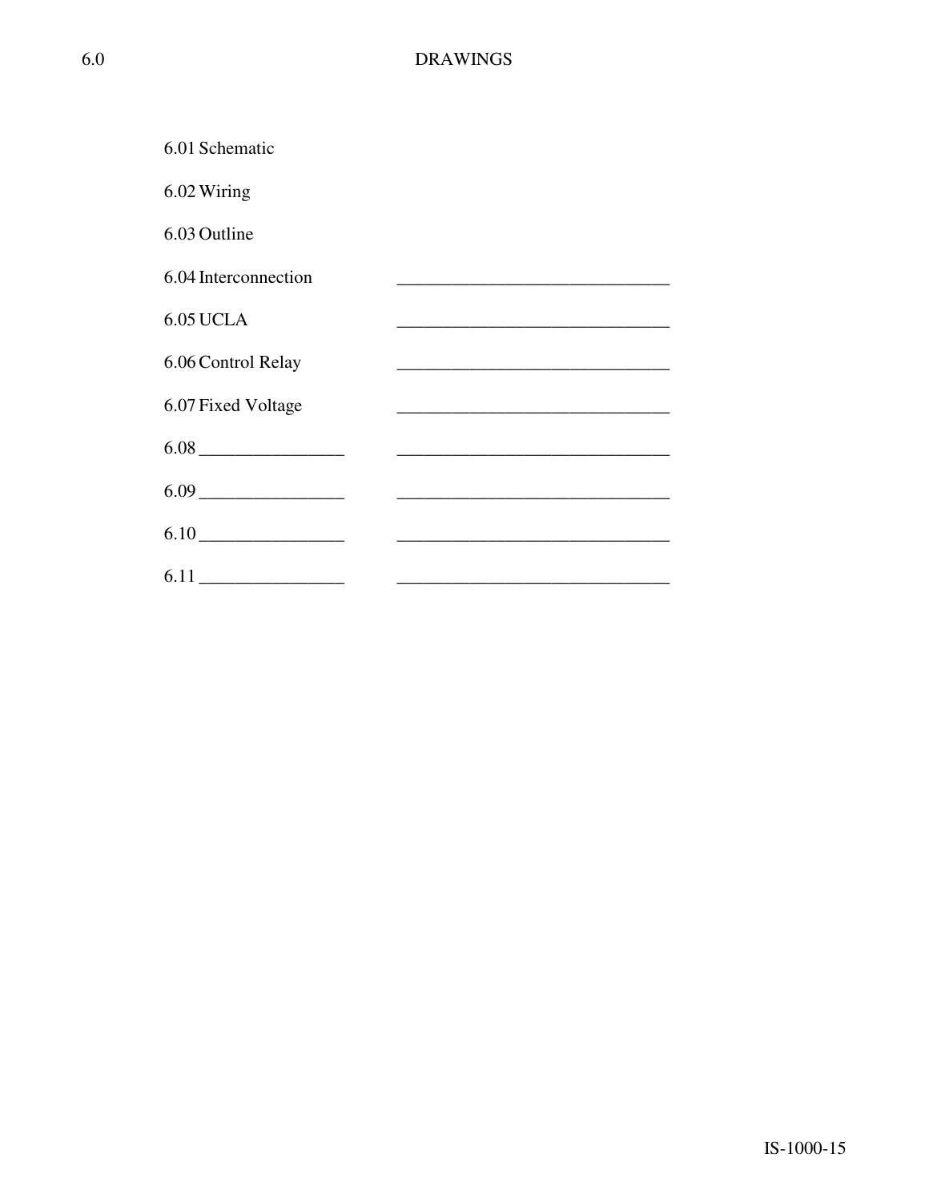# 6.0 DRAWINGS

6.01 Schematic

6.02 Wiring

6.03 Outline

6.04 Interconnection ______________________________

6.05 UCLA ______________________________

6.06 Control Relay ______________________________

6.07 Fixed Voltage ______________________________

6.08 ________________ ______________________________

6.09 ________________ ______________________________

6.10 ________________ ______________________________

6.11 ________________ ______________________________

IS-1000-15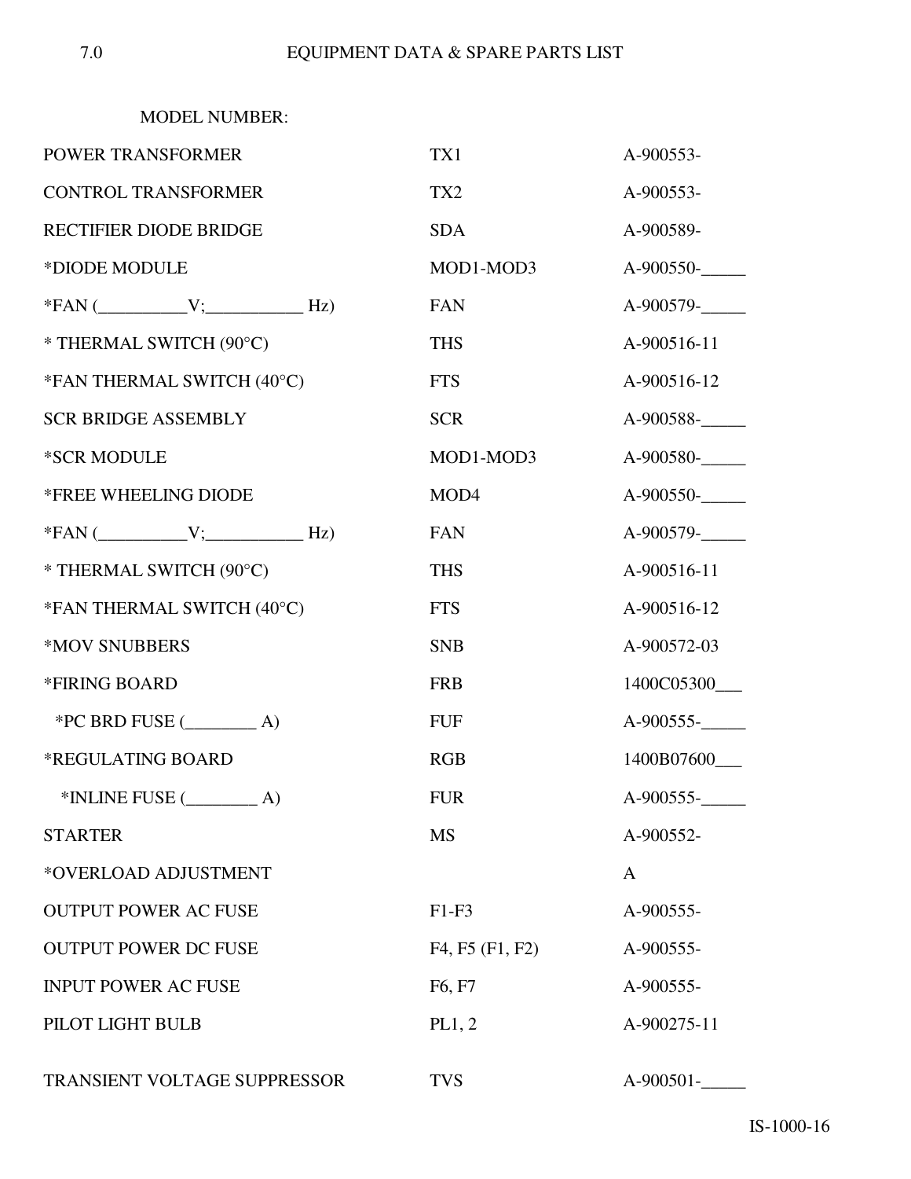# 7.0 EQUIPMENT DATA & SPARE PARTS LIST

MODEL NUMBER:

| | | |
|---|---|---|
| POWER TRANSFORMER | TX1 | A-900553- |
| CONTROL TRANSFORMER | TX2 | A-900553- |
| RECTIFIER DIODE BRIDGE | SDA | A-900589- |
| *DIODE MODULE | MOD1-MOD3 | A-900550-_____ |
| *FAN (__________V;___________ Hz) | FAN | A-900579-_____ |
| * THERMAL SWITCH (90°C) | THS | A-900516-11 |
| *FAN THERMAL SWITCH (40°C) | FTS | A-900516-12 |
| SCR BRIDGE ASSEMBLY | SCR | A-900588-_____ |
| *SCR MODULE | MOD1-MOD3 | A-900580-_____ |
| *FREE WHEELING DIODE | MOD4 | A-900550-_____ |
| *FAN (__________V;___________ Hz) | FAN | A-900579-_____ |
| * THERMAL SWITCH (90°C) | THS | A-900516-11 |
| *FAN THERMAL SWITCH (40°C) | FTS | A-900516-12 |
| *MOV SNUBBERS | SNB | A-900572-03 |
| *FIRING BOARD | FRB | 1400C05300___ |
| *PC BRD FUSE (________ A) | FUF | A-900555-_____ |
| *REGULATING BOARD | RGB | 1400B07600___ |
| *INLINE FUSE (________ A) | FUR | A-900555-_____ |
| STARTER | MS | A-900552- |
| *OVERLOAD ADJUSTMENT | | A |
| OUTPUT POWER AC FUSE | F1-F3 | A-900555- |
| OUTPUT POWER DC FUSE | F4, F5 (F1, F2) | A-900555- |
| INPUT POWER AC FUSE | F6, F7 | A-900555- |
| PILOT LIGHT BULB | PL1, 2 | A-900275-11 |
| TRANSIENT VOLTAGE SUPPRESSOR | TVS | A-900501-_____ |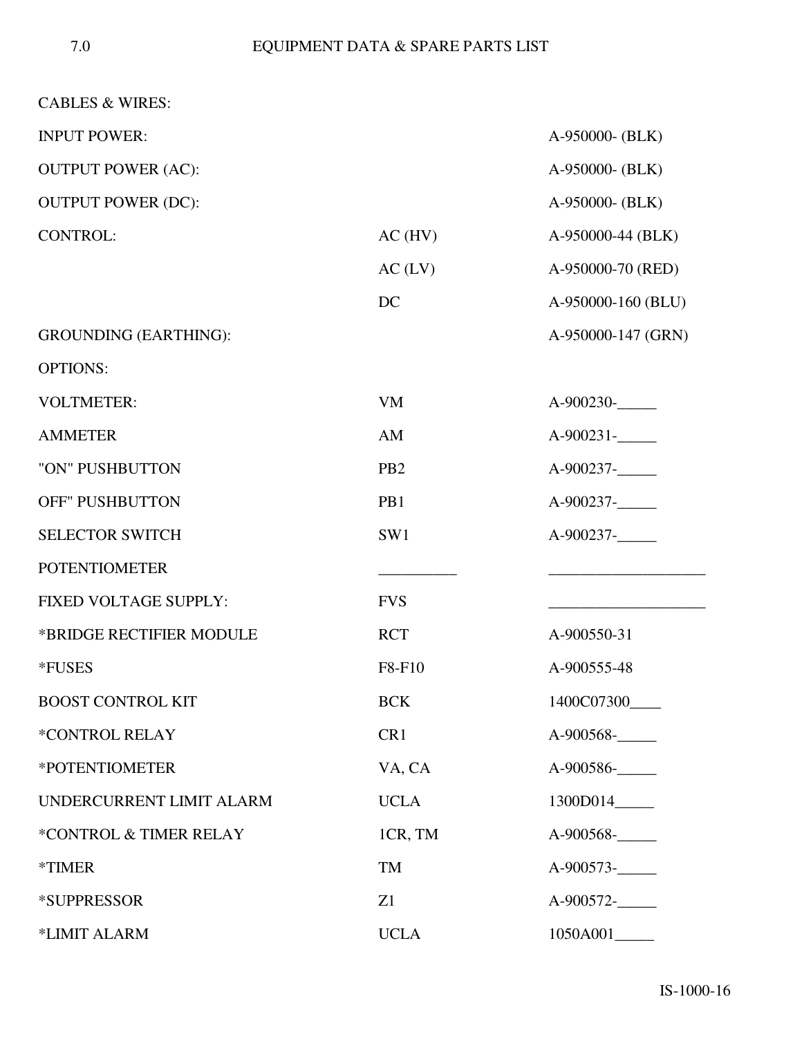# 7.0 EQUIPMENT DATA & SPARE PARTS LIST

| | | |
|---|---|---|
| CABLES & WIRES: | | |
| INPUT POWER: | | A-950000- (BLK) |
| OUTPUT POWER (AC): | | A-950000- (BLK) |
| OUTPUT POWER (DC): | | A-950000- (BLK) |
| CONTROL: | AC (HV) | A-950000-44 (BLK) |
| | AC (LV) | A-950000-70 (RED) |
| | DC | A-950000-160 (BLU) |
| GROUNDING (EARTHING): | | A-950000-147 (GRN) |
| OPTIONS: | | |
| VOLTMETER: | VM | A-900230-_____ |
| AMMETER | AM | A-900231-_____ |
| "ON" PUSHBUTTON | PB2 | A-900237-_____ |
| OFF" PUSHBUTTON | PB1 | A-900237-_____ |
| SELECTOR SWITCH | SW1 | A-900237-_____ |
| POTENTIOMETER | __________ | ____________________ |
| FIXED VOLTAGE SUPPLY: | FVS | ____________________ |
| *BRIDGE RECTIFIER MODULE | RCT | A-900550-31 |
| *FUSES | F8-F10 | A-900555-48 |
| BOOST CONTROL KIT | BCK | 1400C07300____ |
| *CONTROL RELAY | CR1 | A-900568-_____ |
| *POTENTIOMETER | VA, CA | A-900586-_____ |
| UNDERCURRENT LIMIT ALARM | UCLA | 1300D014_____ |
| *CONTROL & TIMER RELAY | 1CR, TM | A-900568-_____ |
| *TIMER | TM | A-900573-_____ |
| *SUPPRESSOR | Z1 | A-900572-_____ |
| *LIMIT ALARM | UCLA | 1050A001_____ |

IS-1000-16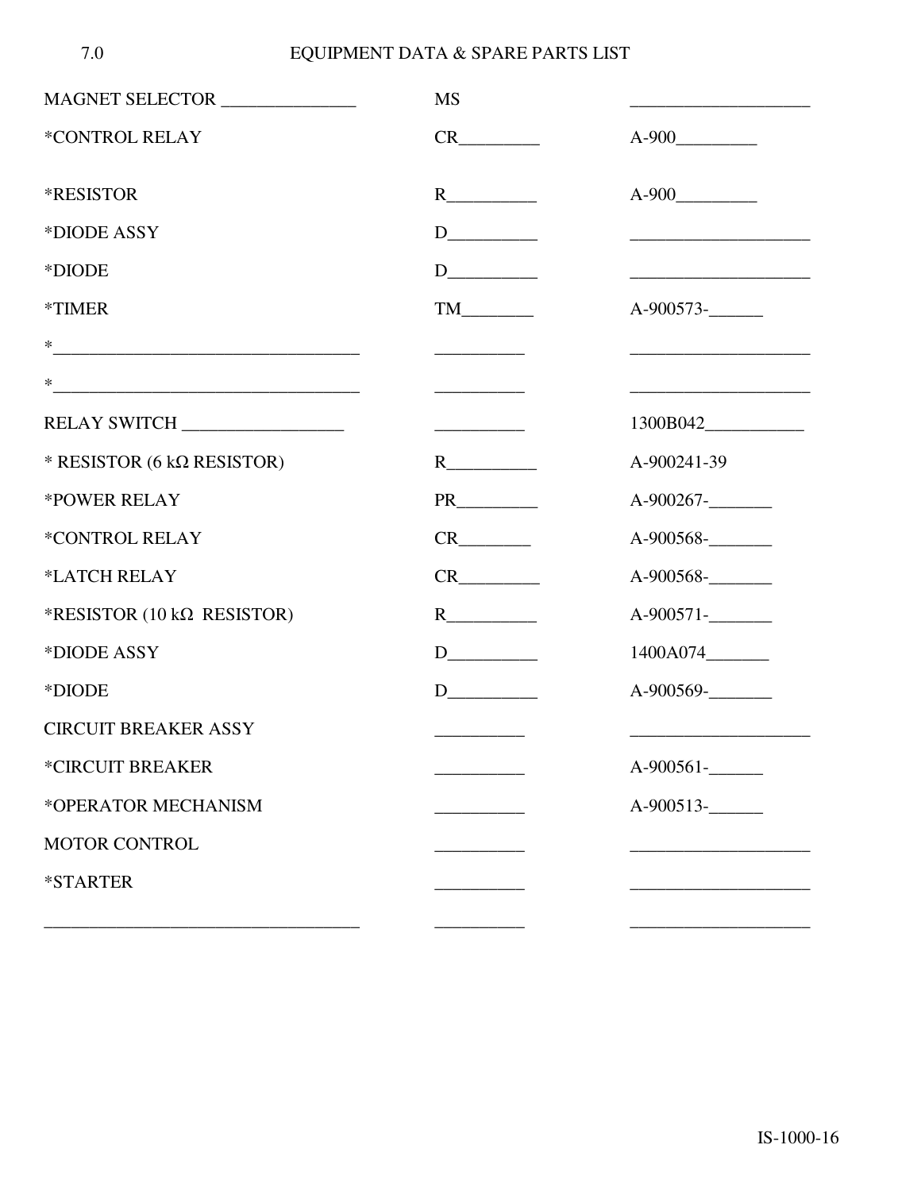## 7.0 EQUIPMENT DATA & SPARE PARTS LIST

| | | |
|---|---|---|
| MAGNET SELECTOR _______________ | MS | ____________________ |
| *CONTROL RELAY | CR_________ | A-900_________ |
| *RESISTOR | R__________ | A-900_________ |
| *DIODE ASSY | D__________ | ____________________ |
| *DIODE | D__________ | ____________________ |
| *TIMER | TM________ | A-900573-______ |
| *__________________________________ | __________ | ____________________ |
| *__________________________________ | __________ | ____________________ |
| RELAY SWITCH __________________ | __________ | 1300B042___________ |
| * RESISTOR (6 kΩ RESISTOR) | R__________ | A-900241-39 |
| *POWER RELAY | PR_________ | A-900267-_______ |
| *CONTROL RELAY | CR________ | A-900568-_______ |
| *LATCH RELAY | CR_________ | A-900568-_______ |
| *RESISTOR (10 kΩ RESISTOR) | R__________ | A-900571-_______ |
| *DIODE ASSY | D__________ | 1400A074_______ |
| *DIODE | D__________ | A-900569-_______ |
| CIRCUIT BREAKER ASSY | __________ | ____________________ |
| *CIRCUIT BREAKER | __________ | A-900561-______ |
| *OPERATOR MECHANISM | __________ | A-900513-______ |
| MOTOR CONTROL | __________ | ____________________ |
| *STARTER | __________ | ____________________ |
| ___________________________________ | __________ | ____________________ |

IS-1000-16